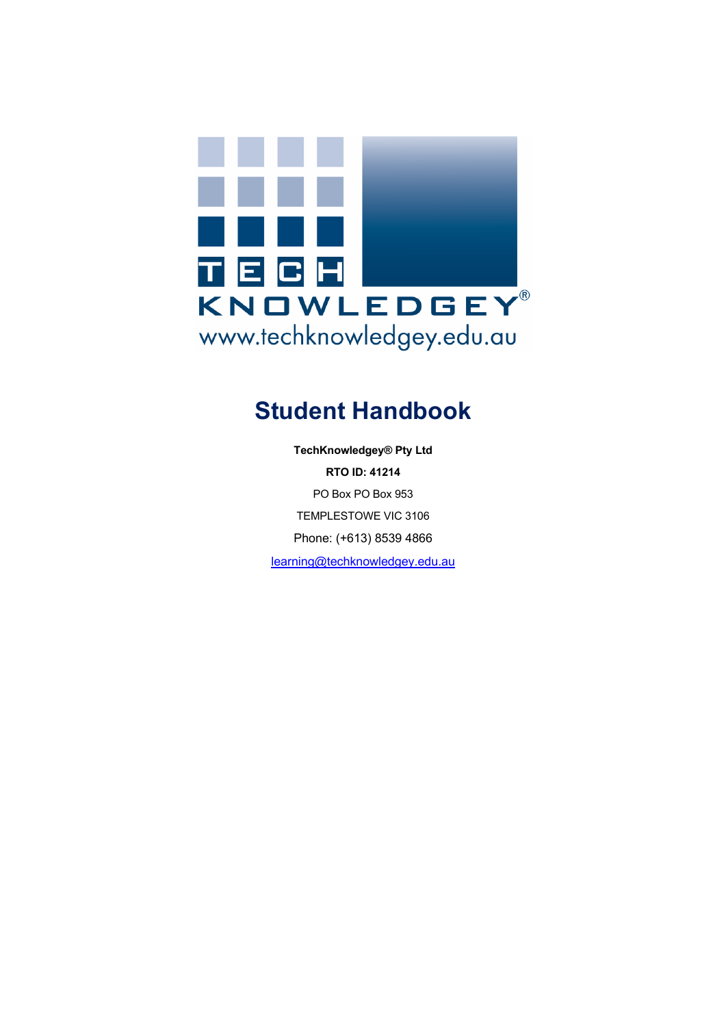# Student Handbook

**TechKnowledgey® Pty Ltd**

**RTO ID: 41214**

PO Box PO Box 953

TEMPLESTOWE VIC 3106

Phone: (+613) 8539 4866

learning@techknowledgey.edu.au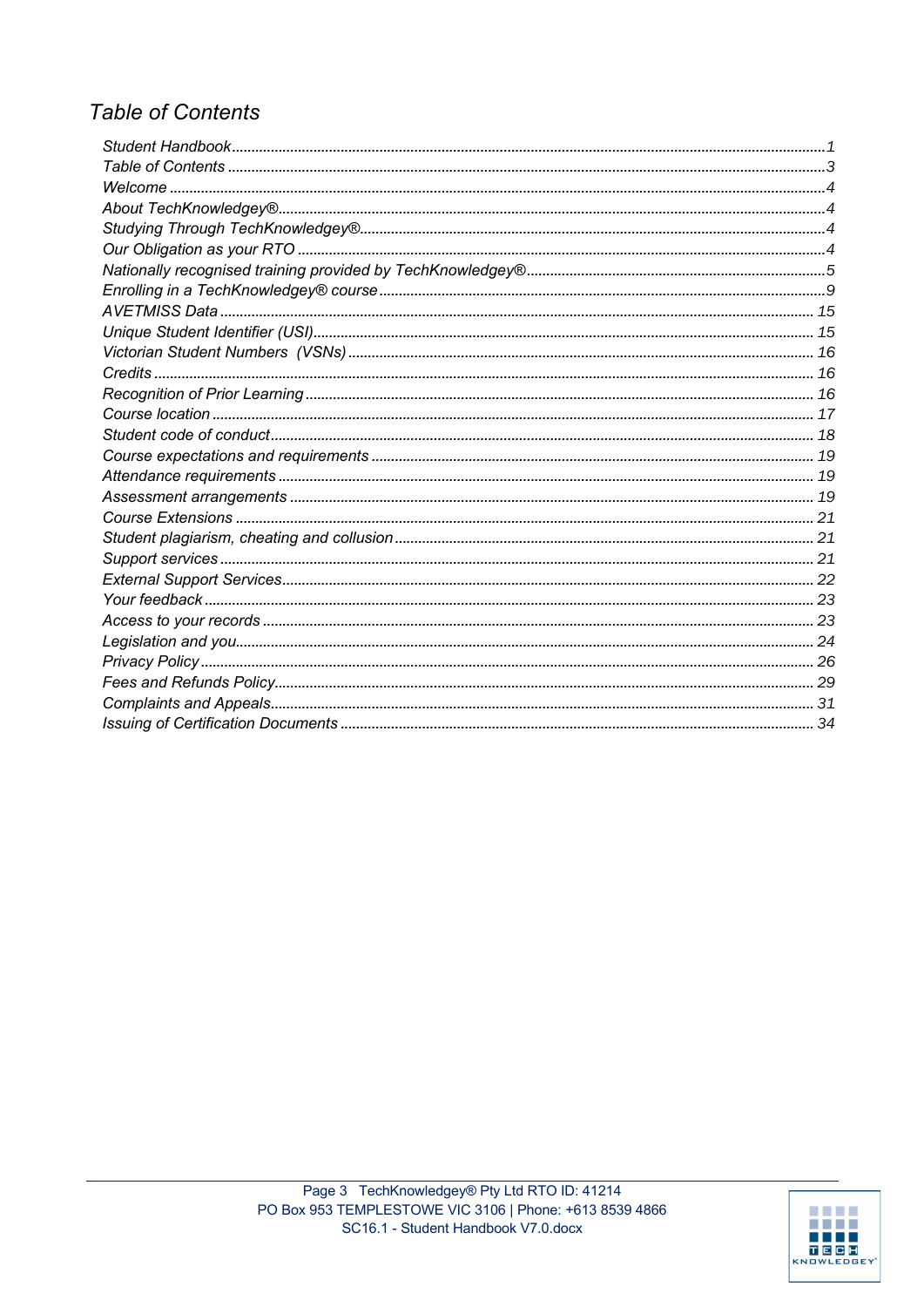# Table of Contents

| | |
|---|---|
| Student Handbook | 1 |
| Table of Contents | 3 |
| Welcome | 4 |
| About TechKnowledgey® | 4 |
| Studying Through TechKnowledgey® | 4 |
| Our Obligation as your RTO | 4 |
| Nationally recognised training provided by TechKnowledgey® | 5 |
| Enrolling in a TechKnowledgey® course | 9 |
| AVETMISS Data | 15 |
| Unique Student Identifier (USI) | 15 |
| Victorian Student Numbers (VSNs) | 16 |
| Credits | 16 |
| Recognition of Prior Learning | 16 |
| Course location | 17 |
| Student code of conduct | 18 |
| Course expectations and requirements | 19 |
| Attendance requirements | 19 |
| Assessment arrangements | 19 |
| Course Extensions | 21 |
| Student plagiarism, cheating and collusion | 21 |
| Support services | 21 |
| External Support Services | 22 |
| Your feedback | 23 |
| Access to your records | 23 |
| Legislation and you | 24 |
| Privacy Policy | 26 |
| Fees and Refunds Policy | 29 |
| Complaints and Appeals | 31 |
| Issuing of Certification Documents | 34 |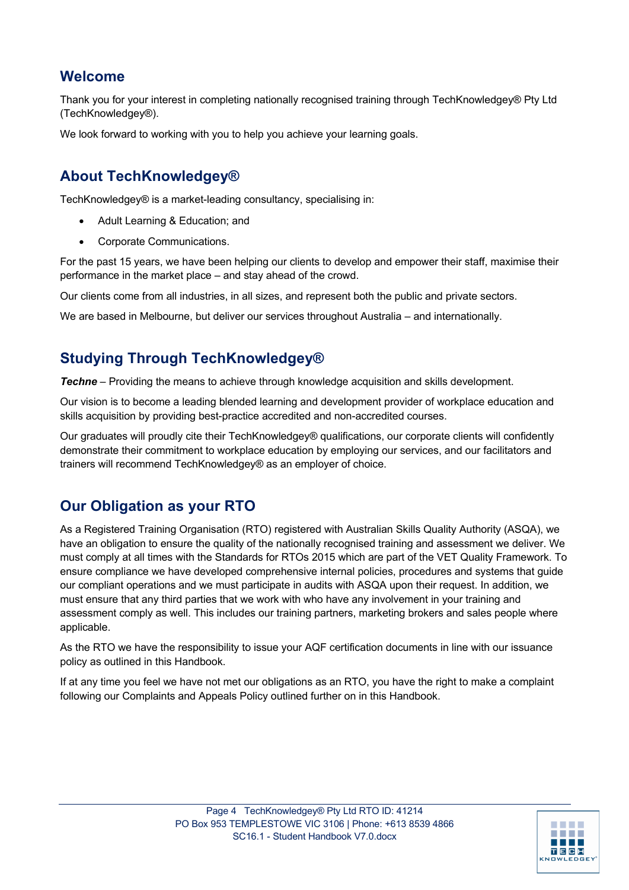## Welcome

Thank you for your interest in completing nationally recognised training through TechKnowledgey® Pty Ltd (TechKnowledgey®).

We look forward to working with you to help you achieve your learning goals.

## About TechKnowledgey®

TechKnowledgey® is a market-leading consultancy, specialising in:

- Adult Learning & Education; and
- Corporate Communications.

For the past 15 years, we have been helping our clients to develop and empower their staff, maximise their performance in the market place – and stay ahead of the crowd.

Our clients come from all industries, in all sizes, and represent both the public and private sectors.

We are based in Melbourne, but deliver our services throughout Australia – and internationally.

## Studying Through TechKnowledgey®

***Techne*** – Providing the means to achieve through knowledge acquisition and skills development.

Our vision is to become a leading blended learning and development provider of workplace education and skills acquisition by providing best-practice accredited and non-accredited courses.

Our graduates will proudly cite their TechKnowledgey® qualifications, our corporate clients will confidently demonstrate their commitment to workplace education by employing our services, and our facilitators and trainers will recommend TechKnowledgey® as an employer of choice.

## Our Obligation as your RTO

As a Registered Training Organisation (RTO) registered with Australian Skills Quality Authority (ASQA), we have an obligation to ensure the quality of the nationally recognised training and assessment we deliver. We must comply at all times with the Standards for RTOs 2015 which are part of the VET Quality Framework. To ensure compliance we have developed comprehensive internal policies, procedures and systems that guide our compliant operations and we must participate in audits with ASQA upon their request. In addition, we must ensure that any third parties that we work with who have any involvement in your training and assessment comply as well. This includes our training partners, marketing brokers and sales people where applicable.

As the RTO we have the responsibility to issue your AQF certification documents in line with our issuance policy as outlined in this Handbook.

If at any time you feel we have not met our obligations as an RTO, you have the right to make a complaint following our Complaints and Appeals Policy outlined further on in this Handbook.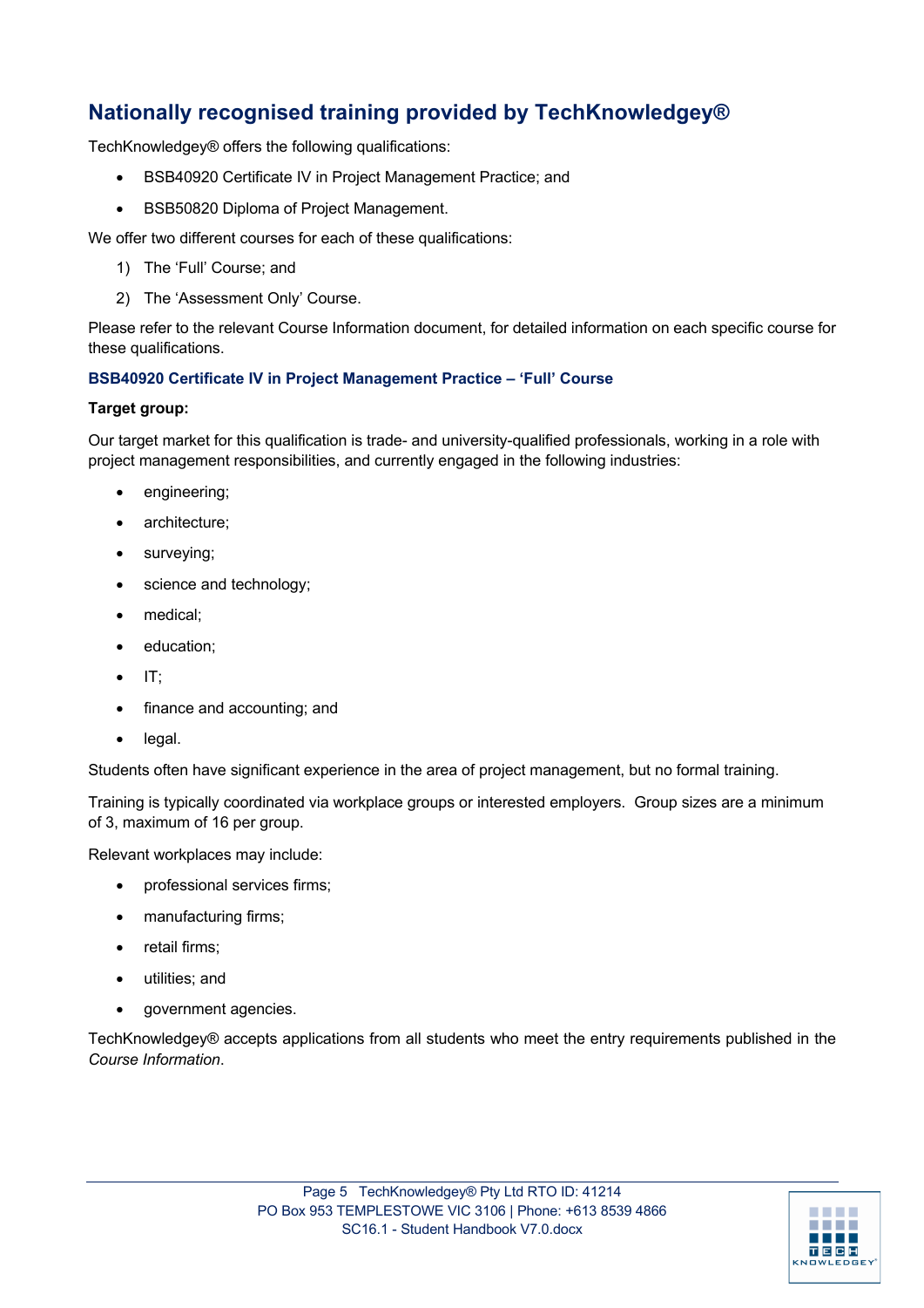## Nationally recognised training provided by TechKnowledgey®

TechKnowledgey® offers the following qualifications:

- BSB40920 Certificate IV in Project Management Practice; and
- BSB50820 Diploma of Project Management.

We offer two different courses for each of these qualifications:

1) The 'Full' Course; and
2) The 'Assessment Only' Course.

Please refer to the relevant Course Information document, for detailed information on each specific course for these qualifications.

### BSB40920 Certificate IV in Project Management Practice – 'Full' Course

**Target group:**

Our target market for this qualification is trade- and university-qualified professionals, working in a role with project management responsibilities, and currently engaged in the following industries:

- engineering;
- architecture;
- surveying;
- science and technology;
- medical;
- education;
- IT;
- finance and accounting; and
- legal.

Students often have significant experience in the area of project management, but no formal training.

Training is typically coordinated via workplace groups or interested employers. Group sizes are a minimum of 3, maximum of 16 per group.

Relevant workplaces may include:

- professional services firms;
- manufacturing firms;
- retail firms;
- utilities; and
- government agencies.

TechKnowledgey® accepts applications from all students who meet the entry requirements published in the *Course Information*.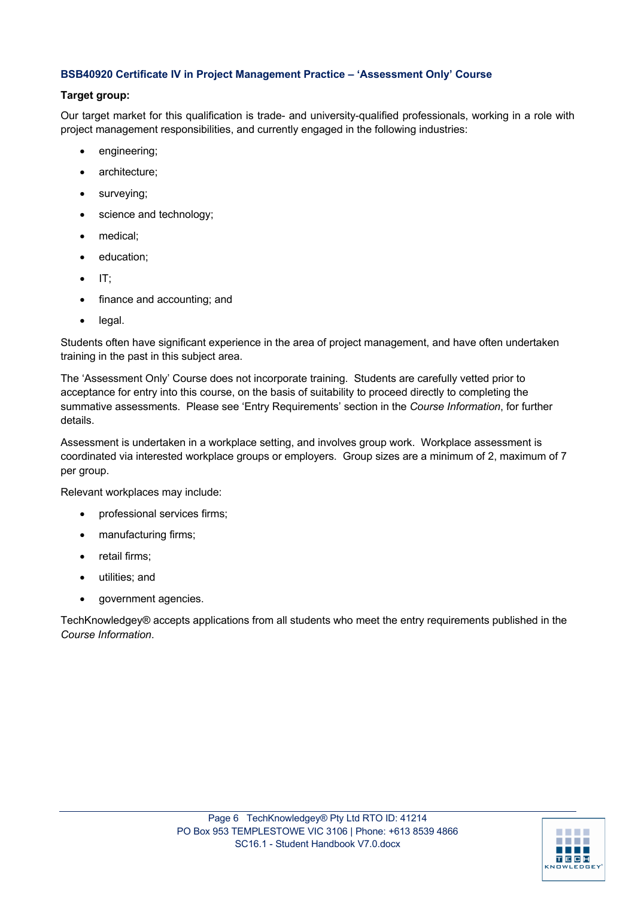### BSB40920 Certificate IV in Project Management Practice – 'Assessment Only' Course

**Target group:**

Our target market for this qualification is trade- and university-qualified professionals, working in a role with project management responsibilities, and currently engaged in the following industries:

- engineering;
- architecture;
- surveying;
- science and technology;
- medical;
- education;
- IT;
- finance and accounting; and
- legal.

Students often have significant experience in the area of project management, and have often undertaken training in the past in this subject area.

The 'Assessment Only' Course does not incorporate training. Students are carefully vetted prior to acceptance for entry into this course, on the basis of suitability to proceed directly to completing the summative assessments. Please see 'Entry Requirements' section in the *Course Information*, for further details.

Assessment is undertaken in a workplace setting, and involves group work. Workplace assessment is coordinated via interested workplace groups or employers. Group sizes are a minimum of 2, maximum of 7 per group.

Relevant workplaces may include:

- professional services firms;
- manufacturing firms;
- retail firms;
- utilities; and
- government agencies.

TechKnowledgey® accepts applications from all students who meet the entry requirements published in the *Course Information*.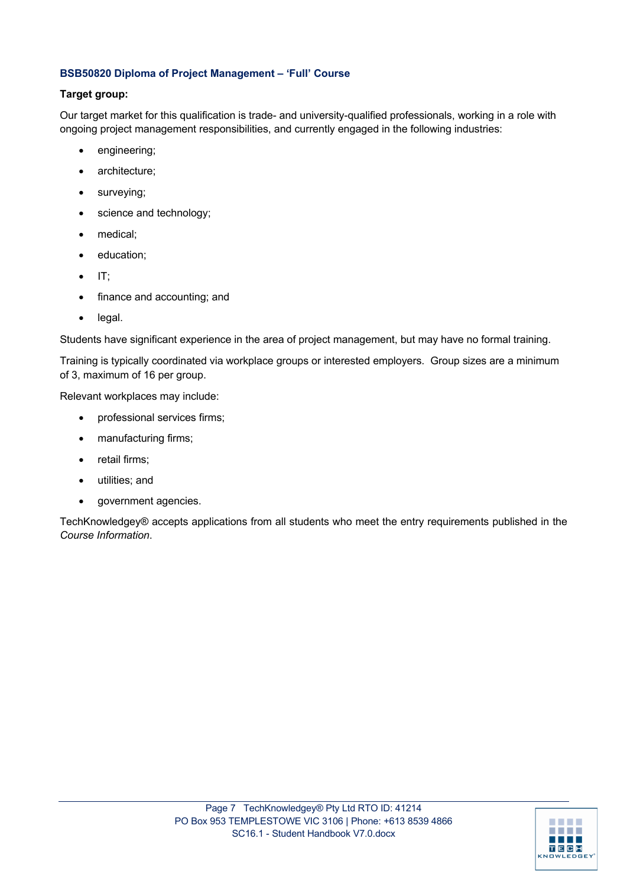### BSB50820 Diploma of Project Management – 'Full' Course

**Target group:**

Our target market for this qualification is trade- and university-qualified professionals, working in a role with ongoing project management responsibilities, and currently engaged in the following industries:

- engineering;
- architecture;
- surveying;
- science and technology;
- medical;
- education;
- IT;
- finance and accounting; and
- legal.

Students have significant experience in the area of project management, but may have no formal training.

Training is typically coordinated via workplace groups or interested employers. Group sizes are a minimum of 3, maximum of 16 per group.

Relevant workplaces may include:

- professional services firms;
- manufacturing firms;
- retail firms;
- utilities; and
- government agencies.

TechKnowledgey® accepts applications from all students who meet the entry requirements published in the *Course Information*.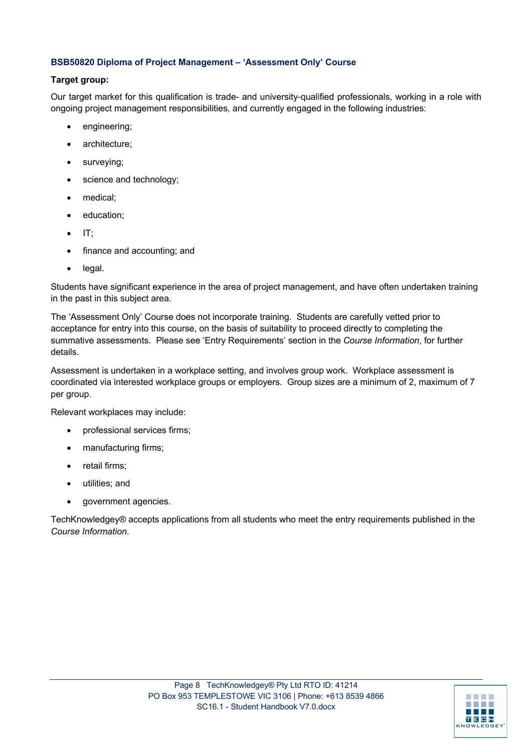### BSB50820 Diploma of Project Management – 'Assessment Only' Course

**Target group:**

Our target market for this qualification is trade- and university-qualified professionals, working in a role with ongoing project management responsibilities, and currently engaged in the following industries:

- engineering;
- architecture;
- surveying;
- science and technology;
- medical;
- education;
- IT;
- finance and accounting; and
- legal.

Students have significant experience in the area of project management, and have often undertaken training in the past in this subject area.

The 'Assessment Only' Course does not incorporate training. Students are carefully vetted prior to acceptance for entry into this course, on the basis of suitability to proceed directly to completing the summative assessments. Please see 'Entry Requirements' section in the *Course Information*, for further details.

Assessment is undertaken in a workplace setting, and involves group work. Workplace assessment is coordinated via interested workplace groups or employers. Group sizes are a minimum of 2, maximum of 7 per group.

Relevant workplaces may include:

- professional services firms;
- manufacturing firms;
- retail firms;
- utilities; and
- government agencies.

TechKnowledgey® accepts applications from all students who meet the entry requirements published in the *Course Information*.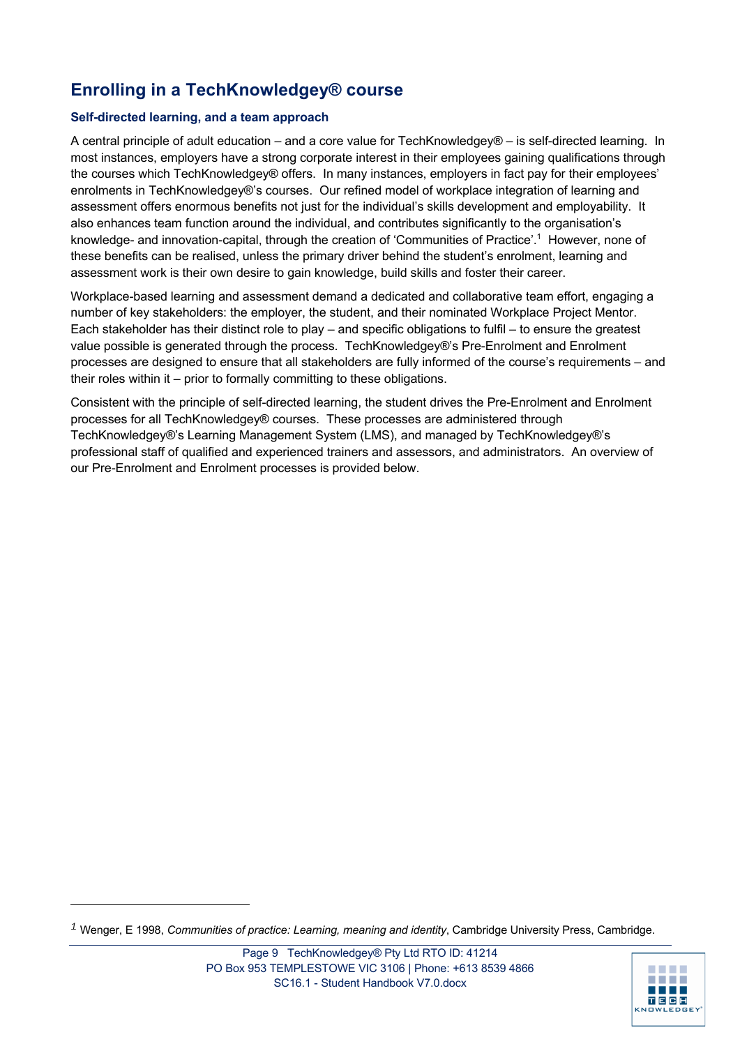## Enrolling in a TechKnowledgey® course

### Self-directed learning, and a team approach

A central principle of adult education – and a core value for TechKnowledgey® – is self-directed learning. In most instances, employers have a strong corporate interest in their employees gaining qualifications through the courses which TechKnowledgey® offers. In many instances, employers in fact pay for their employees' enrolments in TechKnowledgey®'s courses. Our refined model of workplace integration of learning and assessment offers enormous benefits not just for the individual's skills development and employability. It also enhances team function around the individual, and contributes significantly to the organisation's knowledge- and innovation-capital, through the creation of 'Communities of Practice'.[1] However, none of these benefits can be realised, unless the primary driver behind the student's enrolment, learning and assessment work is their own desire to gain knowledge, build skills and foster their career.

Workplace-based learning and assessment demand a dedicated and collaborative team effort, engaging a number of key stakeholders: the employer, the student, and their nominated Workplace Project Mentor. Each stakeholder has their distinct role to play – and specific obligations to fulfil – to ensure the greatest value possible is generated through the process. TechKnowledgey®'s Pre-Enrolment and Enrolment processes are designed to ensure that all stakeholders are fully informed of the course's requirements – and their roles within it – prior to formally committing to these obligations.

Consistent with the principle of self-directed learning, the student drives the Pre-Enrolment and Enrolment processes for all TechKnowledgey® courses. These processes are administered through TechKnowledgey®'s Learning Management System (LMS), and managed by TechKnowledgey®'s professional staff of qualified and experienced trainers and assessors, and administrators. An overview of our Pre-Enrolment and Enrolment processes is provided below.

---

[1] Wenger, E 1998, *Communities of practice: Learning, meaning and identity*, Cambridge University Press, Cambridge.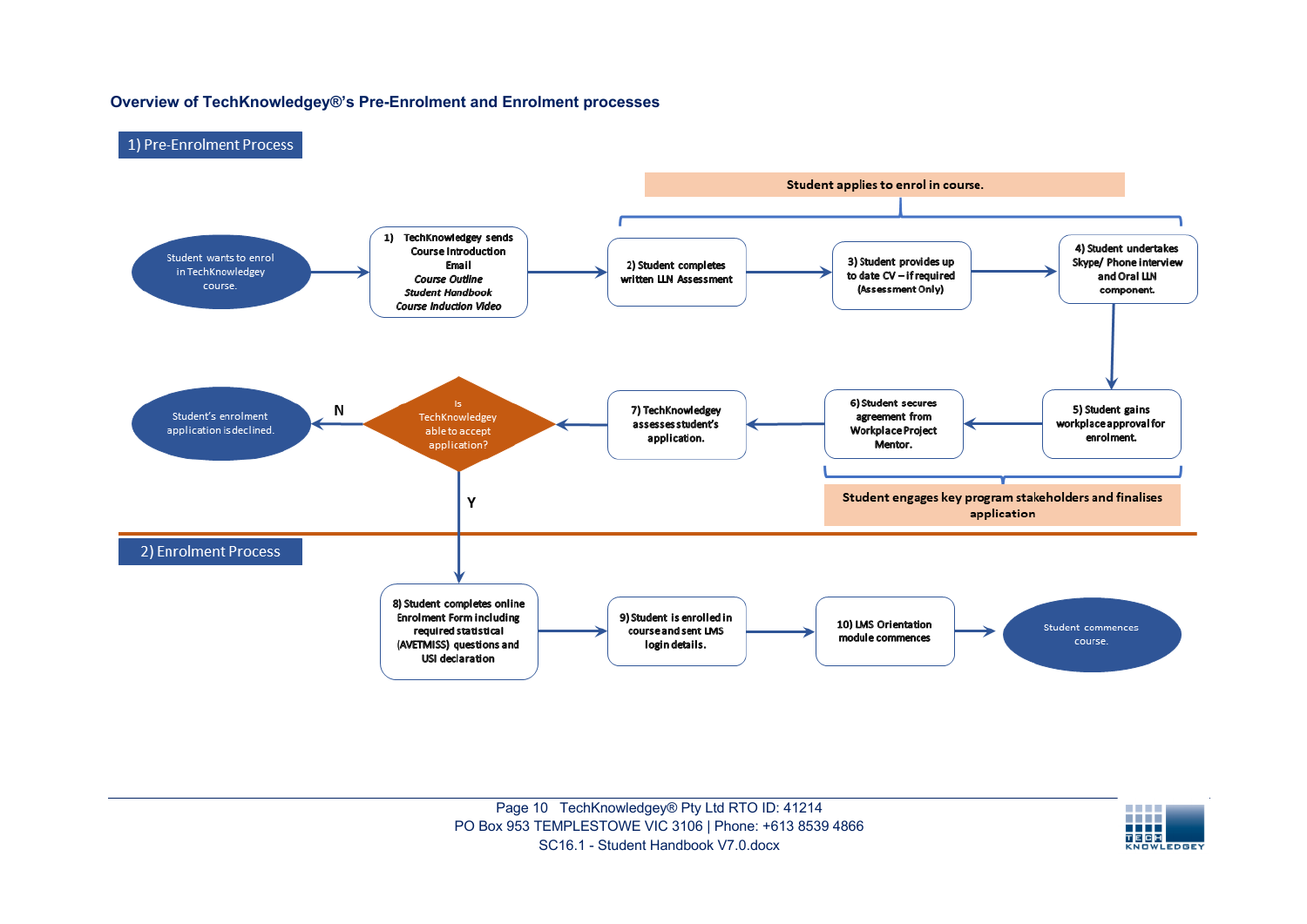## Overview of TechKnowledgey®'s Pre-Enrolment and Enrolment processes

### 1) Pre-Enrolment Process

Student wants to enrol in TechKnowledgey course.

1) TechKnowledgey sends Course Introduction Email
*Course Outline*
*Student Handbook*
*Course Induction Video*

**Student applies to enrol in course.**

2) Student completes written LLN Assessment

3) Student provides up to date CV – if required (Assessment Only)

4) Student undertakes Skype/ Phone interview and Oral LLN component.

5) Student gains workplace approval for enrolment.

6) Student secures agreement from Workplace Project Mentor.

**Student engages key program stakeholders and finalises application**

7) TechKnowledgey assesses student's application.

Is TechKnowledgey able to accept application?

- N: Student's enrolment application is declined.
- Y: proceed to Enrolment Process.

### 2) Enrolment Process

8) Student completes online Enrolment Form including required statistical (AVETMISS) questions and USI declaration

9) Student is enrolled in course and sent LMS login details.

10) LMS Orientation module commences

Student commences course.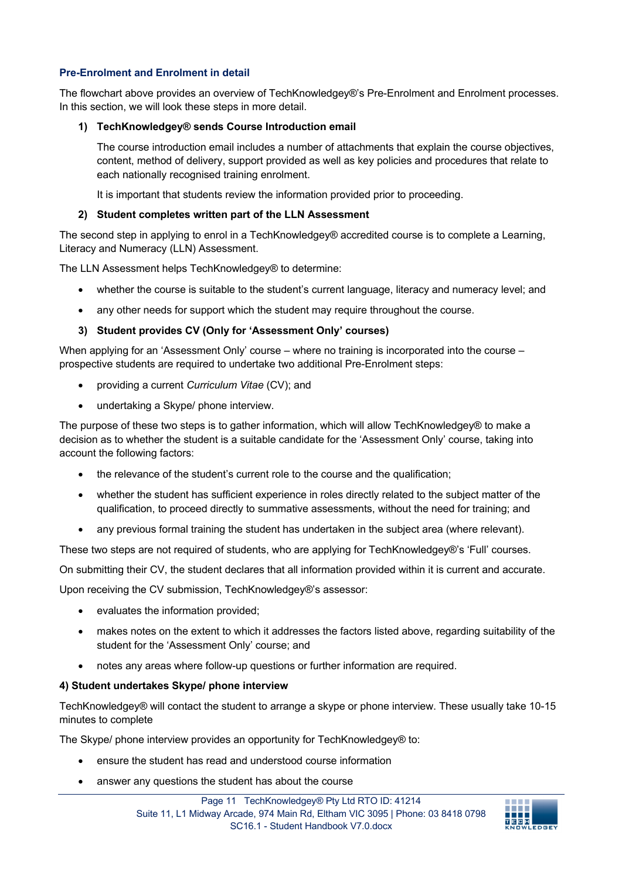### Pre-Enrolment and Enrolment in detail

The flowchart above provides an overview of TechKnowledgey®'s Pre-Enrolment and Enrolment processes. In this section, we will look these steps in more detail.

**1) TechKnowledgey® sends Course Introduction email**

The course introduction email includes a number of attachments that explain the course objectives, content, method of delivery, support provided as well as key policies and procedures that relate to each nationally recognised training enrolment.

It is important that students review the information provided prior to proceeding.

**2) Student completes written part of the LLN Assessment**

The second step in applying to enrol in a TechKnowledgey® accredited course is to complete a Learning, Literacy and Numeracy (LLN) Assessment.

The LLN Assessment helps TechKnowledgey® to determine:

- whether the course is suitable to the student's current language, literacy and numeracy level; and
- any other needs for support which the student may require throughout the course.

**3) Student provides CV (Only for 'Assessment Only' courses)**

When applying for an 'Assessment Only' course – where no training is incorporated into the course – prospective students are required to undertake two additional Pre-Enrolment steps:

- providing a current *Curriculum Vitae* (CV); and
- undertaking a Skype/ phone interview.

The purpose of these two steps is to gather information, which will allow TechKnowledgey® to make a decision as to whether the student is a suitable candidate for the 'Assessment Only' course, taking into account the following factors:

- the relevance of the student's current role to the course and the qualification;
- whether the student has sufficient experience in roles directly related to the subject matter of the qualification, to proceed directly to summative assessments, without the need for training; and
- any previous formal training the student has undertaken in the subject area (where relevant).

These two steps are not required of students, who are applying for TechKnowledgey®'s 'Full' courses.

On submitting their CV, the student declares that all information provided within it is current and accurate.

Upon receiving the CV submission, TechKnowledgey®'s assessor:

- evaluates the information provided;
- makes notes on the extent to which it addresses the factors listed above, regarding suitability of the student for the 'Assessment Only' course; and
- notes any areas where follow-up questions or further information are required.

**4) Student undertakes Skype/ phone interview**

TechKnowledgey® will contact the student to arrange a skype or phone interview. These usually take 10-15 minutes to complete

The Skype/ phone interview provides an opportunity for TechKnowledgey® to:

- ensure the student has read and understood course information
- answer any questions the student has about the course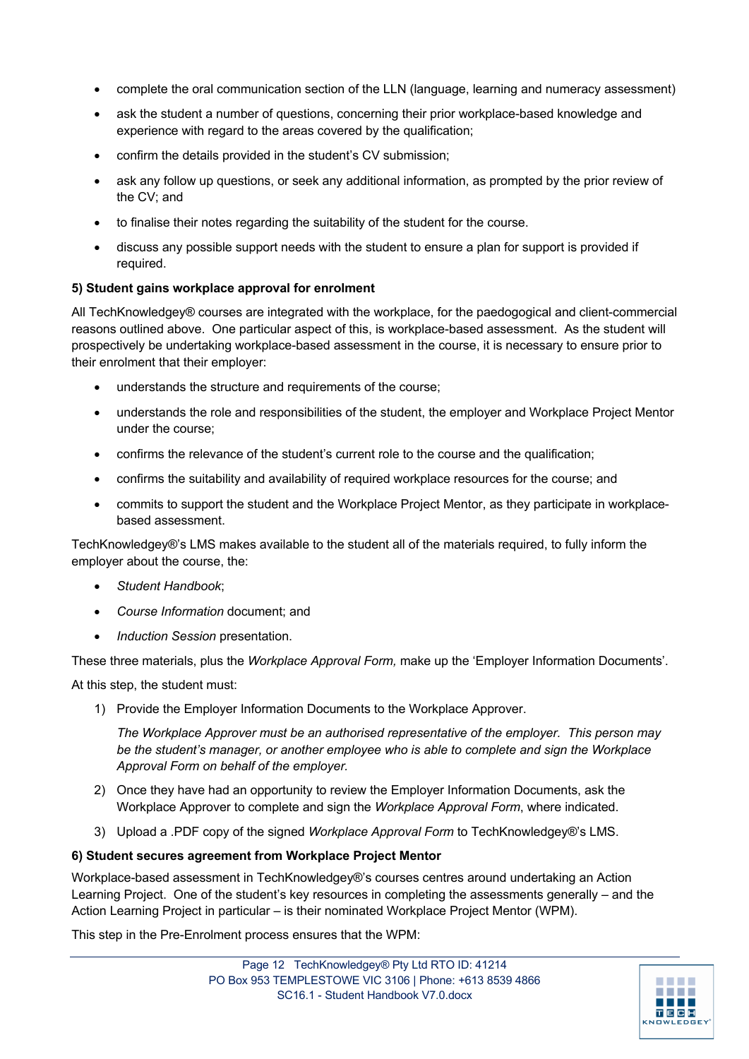- complete the oral communication section of the LLN (language, learning and numeracy assessment)
- ask the student a number of questions, concerning their prior workplace-based knowledge and experience with regard to the areas covered by the qualification;
- confirm the details provided in the student's CV submission;
- ask any follow up questions, or seek any additional information, as prompted by the prior review of the CV; and
- to finalise their notes regarding the suitability of the student for the course.
- discuss any possible support needs with the student to ensure a plan for support is provided if required.

**5) Student gains workplace approval for enrolment**

All TechKnowledgey® courses are integrated with the workplace, for the paedogogical and client-commercial reasons outlined above. One particular aspect of this, is workplace-based assessment. As the student will prospectively be undertaking workplace-based assessment in the course, it is necessary to ensure prior to their enrolment that their employer:

- understands the structure and requirements of the course;
- understands the role and responsibilities of the student, the employer and Workplace Project Mentor under the course;
- confirms the relevance of the student's current role to the course and the qualification;
- confirms the suitability and availability of required workplace resources for the course; and
- commits to support the student and the Workplace Project Mentor, as they participate in workplace-based assessment.

TechKnowledgey®'s LMS makes available to the student all of the materials required, to fully inform the employer about the course, the:

- *Student Handbook*;
- *Course Information* document; and
- *Induction Session* presentation.

These three materials, plus the *Workplace Approval Form,* make up the 'Employer Information Documents'.

At this step, the student must:

1) Provide the Employer Information Documents to the Workplace Approver.

   *The Workplace Approver must be an authorised representative of the employer. This person may be the student's manager, or another employee who is able to complete and sign the Workplace Approval Form on behalf of the employer.*

2) Once they have had an opportunity to review the Employer Information Documents, ask the Workplace Approver to complete and sign the *Workplace Approval Form*, where indicated.
3) Upload a .PDF copy of the signed *Workplace Approval Form* to TechKnowledgey®'s LMS.

**6) Student secures agreement from Workplace Project Mentor**

Workplace-based assessment in TechKnowledgey®'s courses centres around undertaking an Action Learning Project. One of the student's key resources in completing the assessments generally – and the Action Learning Project in particular – is their nominated Workplace Project Mentor (WPM).

This step in the Pre-Enrolment process ensures that the WPM: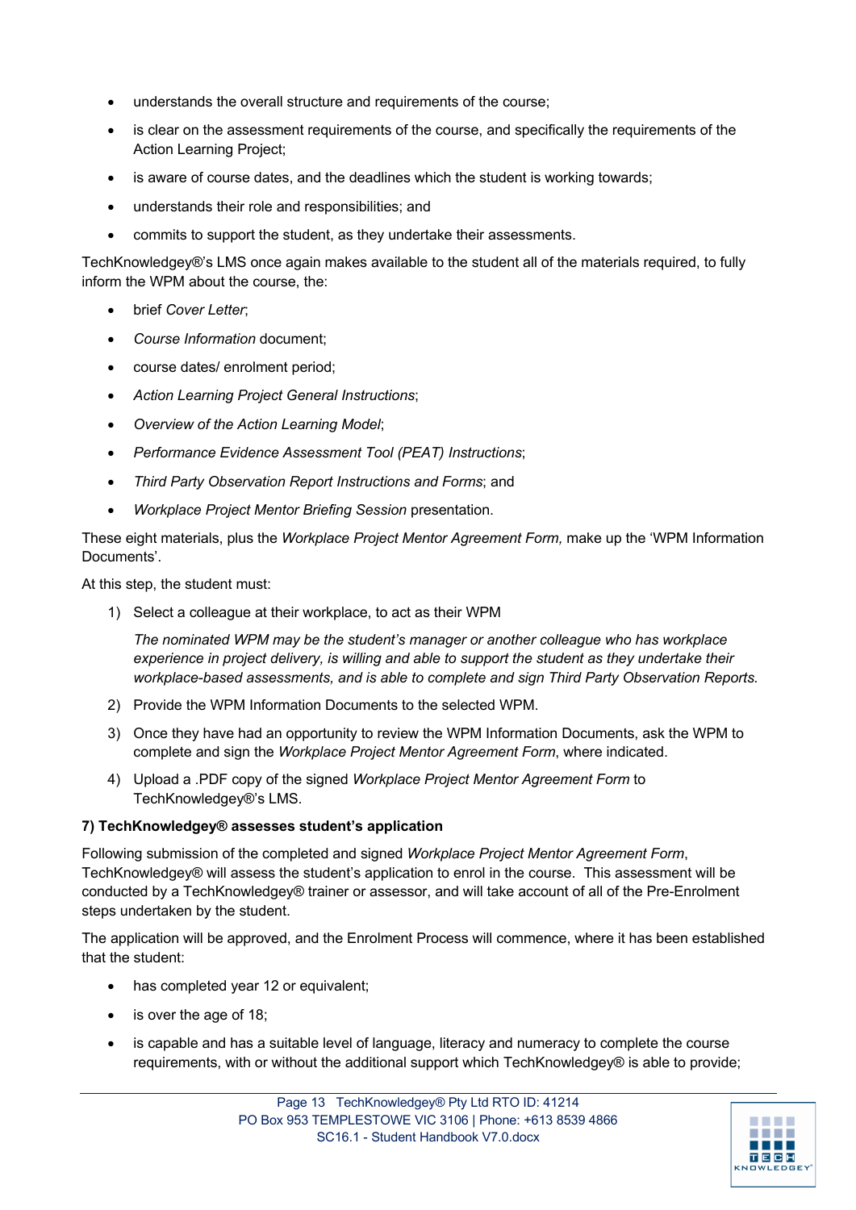- understands the overall structure and requirements of the course;
- is clear on the assessment requirements of the course, and specifically the requirements of the Action Learning Project;
- is aware of course dates, and the deadlines which the student is working towards;
- understands their role and responsibilities; and
- commits to support the student, as they undertake their assessments.

TechKnowledgey®'s LMS once again makes available to the student all of the materials required, to fully inform the WPM about the course, the:

- brief *Cover Letter*;
- *Course Information* document;
- course dates/ enrolment period;
- *Action Learning Project General Instructions*;
- *Overview of the Action Learning Model*;
- *Performance Evidence Assessment Tool (PEAT) Instructions*;
- *Third Party Observation Report Instructions and Forms*; and
- *Workplace Project Mentor Briefing Session* presentation.

These eight materials, plus the *Workplace Project Mentor Agreement Form,* make up the 'WPM Information Documents'.

At this step, the student must:

1) Select a colleague at their workplace, to act as their WPM

   *The nominated WPM may be the student's manager or another colleague who has workplace experience in project delivery, is willing and able to support the student as they undertake their workplace-based assessments, and is able to complete and sign Third Party Observation Reports.*

2) Provide the WPM Information Documents to the selected WPM.
3) Once they have had an opportunity to review the WPM Information Documents, ask the WPM to complete and sign the *Workplace Project Mentor Agreement Form*, where indicated.
4) Upload a .PDF copy of the signed *Workplace Project Mentor Agreement Form* to TechKnowledgey®'s LMS.

**7) TechKnowledgey® assesses student's application**

Following submission of the completed and signed *Workplace Project Mentor Agreement Form*, TechKnowledgey® will assess the student's application to enrol in the course. This assessment will be conducted by a TechKnowledgey® trainer or assessor, and will take account of all of the Pre-Enrolment steps undertaken by the student.

The application will be approved, and the Enrolment Process will commence, where it has been established that the student:

- has completed year 12 or equivalent;
- is over the age of 18;
- is capable and has a suitable level of language, literacy and numeracy to complete the course requirements, with or without the additional support which TechKnowledgey® is able to provide;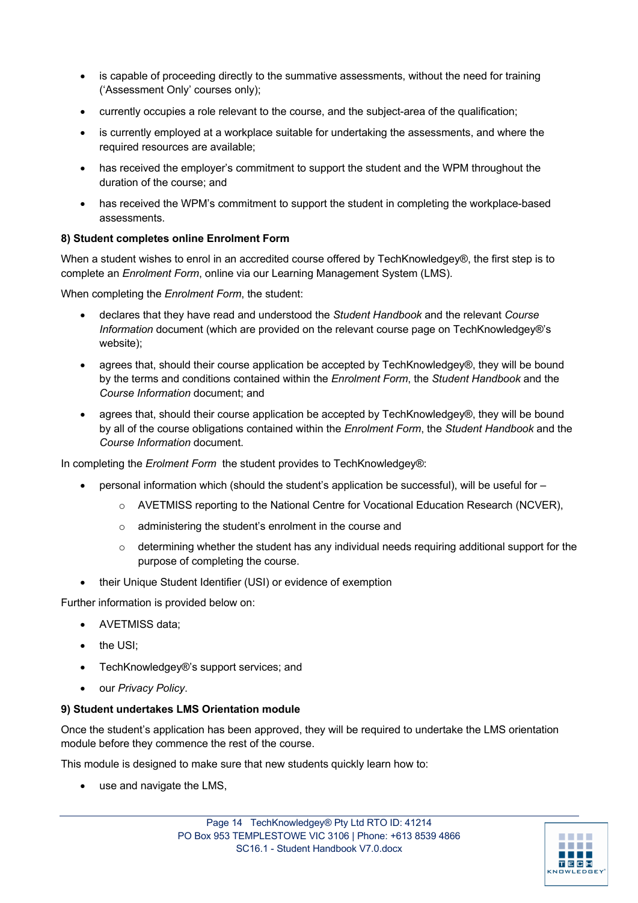- is capable of proceeding directly to the summative assessments, without the need for training ('Assessment Only' courses only);
- currently occupies a role relevant to the course, and the subject-area of the qualification;
- is currently employed at a workplace suitable for undertaking the assessments, and where the required resources are available;
- has received the employer's commitment to support the student and the WPM throughout the duration of the course; and
- has received the WPM's commitment to support the student in completing the workplace-based assessments.

**8) Student completes online Enrolment Form**

When a student wishes to enrol in an accredited course offered by TechKnowledgey®, the first step is to complete an *Enrolment Form*, online via our Learning Management System (LMS).

When completing the *Enrolment Form*, the student:

- declares that they have read and understood the *Student Handbook* and the relevant *Course Information* document (which are provided on the relevant course page on TechKnowledgey®'s website);
- agrees that, should their course application be accepted by TechKnowledgey®, they will be bound by the terms and conditions contained within the *Enrolment Form*, the *Student Handbook* and the *Course Information* document; and
- agrees that, should their course application be accepted by TechKnowledgey®, they will be bound by all of the course obligations contained within the *Enrolment Form*, the *Student Handbook* and the *Course Information* document.

In completing the *Erolment Form* the student provides to TechKnowledgey®:

- personal information which (should the student's application be successful), will be useful for –
    - AVETMISS reporting to the National Centre for Vocational Education Research (NCVER),
    - administering the student's enrolment in the course and
    - determining whether the student has any individual needs requiring additional support for the purpose of completing the course.
- their Unique Student Identifier (USI) or evidence of exemption

Further information is provided below on:

- AVETMISS data;
- the USI;
- TechKnowledgey®'s support services; and
- our *Privacy Policy*.

**9) Student undertakes LMS Orientation module**

Once the student's application has been approved, they will be required to undertake the LMS orientation module before they commence the rest of the course.

This module is designed to make sure that new students quickly learn how to:

- use and navigate the LMS,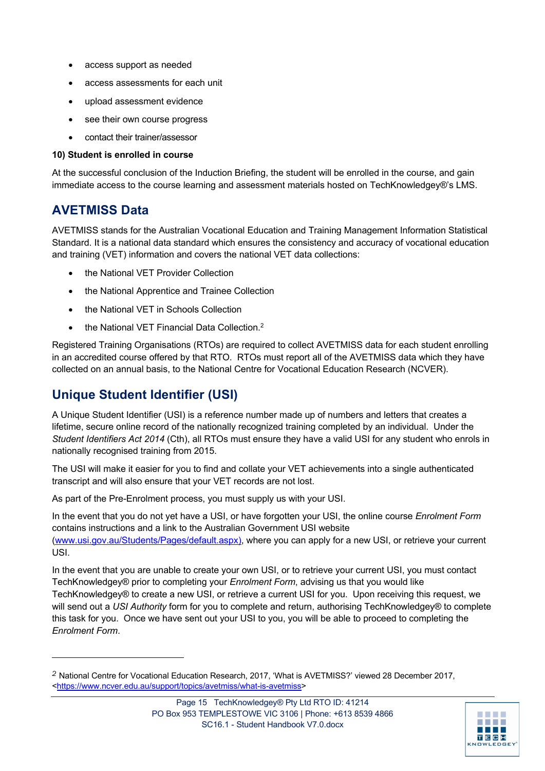- access support as needed
- access assessments for each unit
- upload assessment evidence
- see their own course progress
- contact their trainer/assessor

**10) Student is enrolled in course**

At the successful conclusion of the Induction Briefing, the student will be enrolled in the course, and gain immediate access to the course learning and assessment materials hosted on TechKnowledgey®'s LMS.

## AVETMISS Data

AVETMISS stands for the Australian Vocational Education and Training Management Information Statistical Standard. It is a national data standard which ensures the consistency and accuracy of vocational education and training (VET) information and covers the national VET data collections:

- the National VET Provider Collection
- the National Apprentice and Trainee Collection
- the National VET in Schools Collection
- the National VET Financial Data Collection.[2]

Registered Training Organisations (RTOs) are required to collect AVETMISS data for each student enrolling in an accredited course offered by that RTO. RTOs must report all of the AVETMISS data which they have collected on an annual basis, to the National Centre for Vocational Education Research (NCVER).

## Unique Student Identifier (USI)

A Unique Student Identifier (USI) is a reference number made up of numbers and letters that creates a lifetime, secure online record of the nationally recognized training completed by an individual. Under the *Student Identifiers Act 2014* (Cth), all RTOs must ensure they have a valid USI for any student who enrols in nationally recognised training from 2015.

The USI will make it easier for you to find and collate your VET achievements into a single authenticated transcript and will also ensure that your VET records are not lost.

As part of the Pre-Enrolment process, you must supply us with your USI.

In the event that you do not yet have a USI, or have forgotten your USI, the online course *Enrolment Form* contains instructions and a link to the Australian Government USI website (www.usi.gov.au/Students/Pages/default.aspx), where you can apply for a new USI, or retrieve your current USI.

In the event that you are unable to create your own USI, or to retrieve your current USI, you must contact TechKnowledgey® prior to completing your *Enrolment Form*, advising us that you would like TechKnowledgey® to create a new USI, or retrieve a current USI for you. Upon receiving this request, we will send out a *USI Authority* form for you to complete and return, authorising TechKnowledgey® to complete this task for you. Once we have sent out your USI to you, you will be able to proceed to completing the *Enrolment Form*.

---

[2] National Centre for Vocational Education Research, 2017, 'What is AVETMISS?' viewed 28 December 2017, <https://www.ncver.edu.au/support/topics/avetmiss/what-is-avetmiss>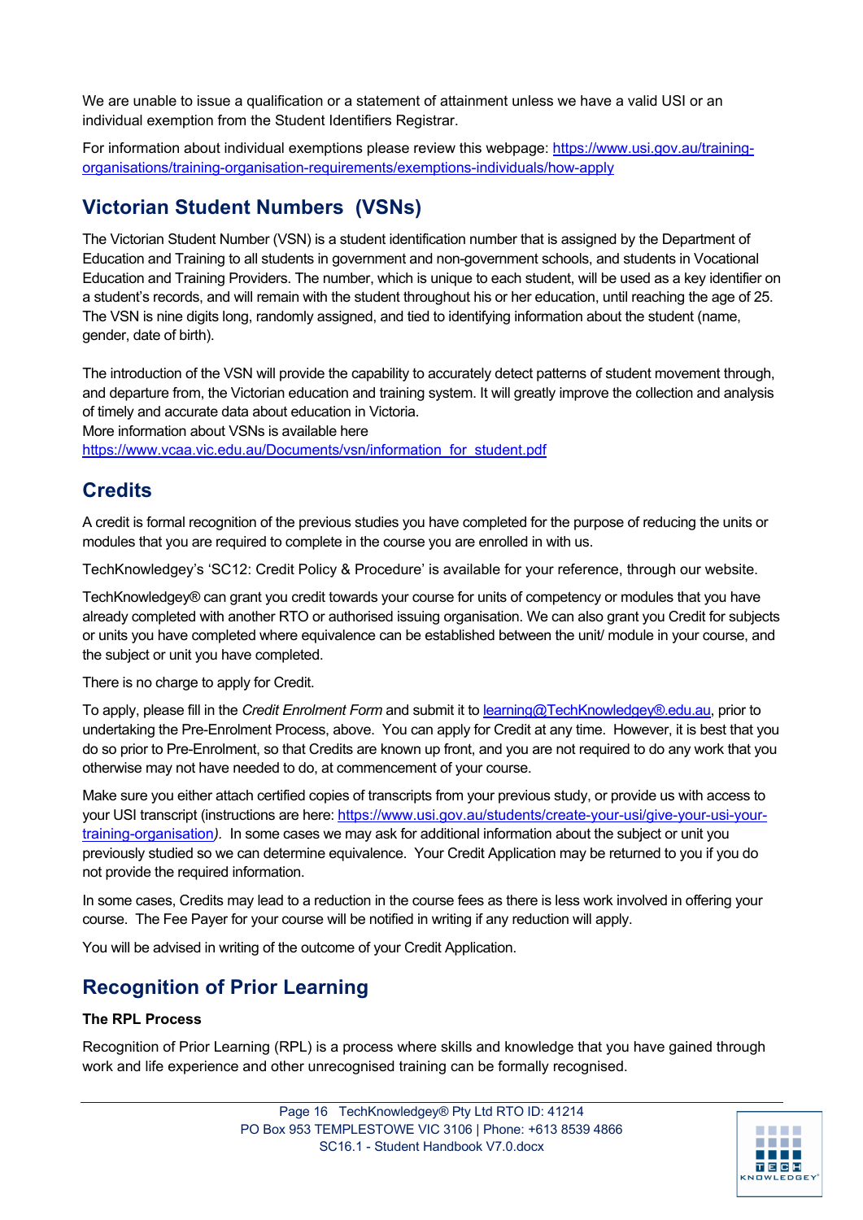We are unable to issue a qualification or a statement of attainment unless we have a valid USI or an individual exemption from the Student Identifiers Registrar.

For information about individual exemptions please review this webpage: [https://www.usi.gov.au/training-organisations/training-organisation-requirements/exemptions-individuals/how-apply](https://www.usi.gov.au/training-organisations/training-organisation-requirements/exemptions-individuals/how-apply)

## Victorian Student Numbers (VSNs)

The Victorian Student Number (VSN) is a student identification number that is assigned by the Department of Education and Training to all students in government and non-government schools, and students in Vocational Education and Training Providers. The number, which is unique to each student, will be used as a key identifier on a student's records, and will remain with the student throughout his or her education, until reaching the age of 25. The VSN is nine digits long, randomly assigned, and tied to identifying information about the student (name, gender, date of birth).

The introduction of the VSN will provide the capability to accurately detect patterns of student movement through, and departure from, the Victorian education and training system. It will greatly improve the collection and analysis of timely and accurate data about education in Victoria.
More information about VSNs is available here
[https://www.vcaa.vic.edu.au/Documents/vsn/information_for_student.pdf](https://www.vcaa.vic.edu.au/Documents/vsn/information_for_student.pdf)

## Credits

A credit is formal recognition of the previous studies you have completed for the purpose of reducing the units or modules that you are required to complete in the course you are enrolled in with us.

TechKnowledgey's 'SC12: Credit Policy & Procedure' is available for your reference, through our website.

TechKnowledgey® can grant you credit towards your course for units of competency or modules that you have already completed with another RTO or authorised issuing organisation. We can also grant you Credit for subjects or units you have completed where equivalence can be established between the unit/ module in your course, and the subject or unit you have completed.

There is no charge to apply for Credit.

To apply, please fill in the *Credit Enrolment Form* and submit it to learning@TechKnowledgey®.edu.au, prior to undertaking the Pre-Enrolment Process, above. You can apply for Credit at any time. However, it is best that you do so prior to Pre-Enrolment, so that Credits are known up front, and you are not required to do any work that you otherwise may not have needed to do, at commencement of your course.

Make sure you either attach certified copies of transcripts from your previous study, or provide us with access to your USI transcript (instructions are here: [https://www.usi.gov.au/students/create-your-usi/give-your-usi-your-training-organisation](https://www.usi.gov.au/students/create-your-usi/give-your-usi-your-training-organisation)*).* In some cases we may ask for additional information about the subject or unit you previously studied so we can determine equivalence. Your Credit Application may be returned to you if you do not provide the required information.

In some cases, Credits may lead to a reduction in the course fees as there is less work involved in offering your course. The Fee Payer for your course will be notified in writing if any reduction will apply.

You will be advised in writing of the outcome of your Credit Application.

## Recognition of Prior Learning

**The RPL Process**

Recognition of Prior Learning (RPL) is a process where skills and knowledge that you have gained through work and life experience and other unrecognised training can be formally recognised.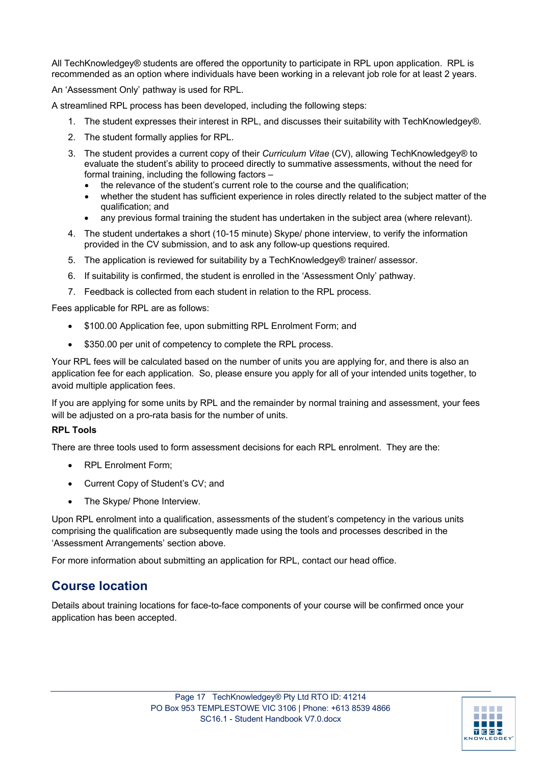All TechKnowledgey® students are offered the opportunity to participate in RPL upon application. RPL is recommended as an option where individuals have been working in a relevant job role for at least 2 years.

An 'Assessment Only' pathway is used for RPL.

A streamlined RPL process has been developed, including the following steps:

1. The student expresses their interest in RPL, and discusses their suitability with TechKnowledgey®.
2. The student formally applies for RPL.
3. The student provides a current copy of their *Curriculum Vitae* (CV), allowing TechKnowledgey® to evaluate the student's ability to proceed directly to summative assessments, without the need for formal training, including the following factors –
   - the relevance of the student's current role to the course and the qualification;
   - whether the student has sufficient experience in roles directly related to the subject matter of the qualification; and
   - any previous formal training the student has undertaken in the subject area (where relevant).
4. The student undertakes a short (10-15 minute) Skype/ phone interview, to verify the information provided in the CV submission, and to ask any follow-up questions required.
5. The application is reviewed for suitability by a TechKnowledgey® trainer/ assessor.
6. If suitability is confirmed, the student is enrolled in the 'Assessment Only' pathway.
7. Feedback is collected from each student in relation to the RPL process.

Fees applicable for RPL are as follows:

- $100.00 Application fee, upon submitting RPL Enrolment Form; and
- $350.00 per unit of competency to complete the RPL process.

Your RPL fees will be calculated based on the number of units you are applying for, and there is also an application fee for each application. So, please ensure you apply for all of your intended units together, to avoid multiple application fees.

If you are applying for some units by RPL and the remainder by normal training and assessment, your fees will be adjusted on a pro-rata basis for the number of units.

**RPL Tools**

There are three tools used to form assessment decisions for each RPL enrolment. They are the:

- RPL Enrolment Form;
- Current Copy of Student's CV; and
- The Skype/ Phone Interview.

Upon RPL enrolment into a qualification, assessments of the student's competency in the various units comprising the qualification are subsequently made using the tools and processes described in the 'Assessment Arrangements' section above.

For more information about submitting an application for RPL, contact our head office.

## Course location

Details about training locations for face-to-face components of your course will be confirmed once your application has been accepted.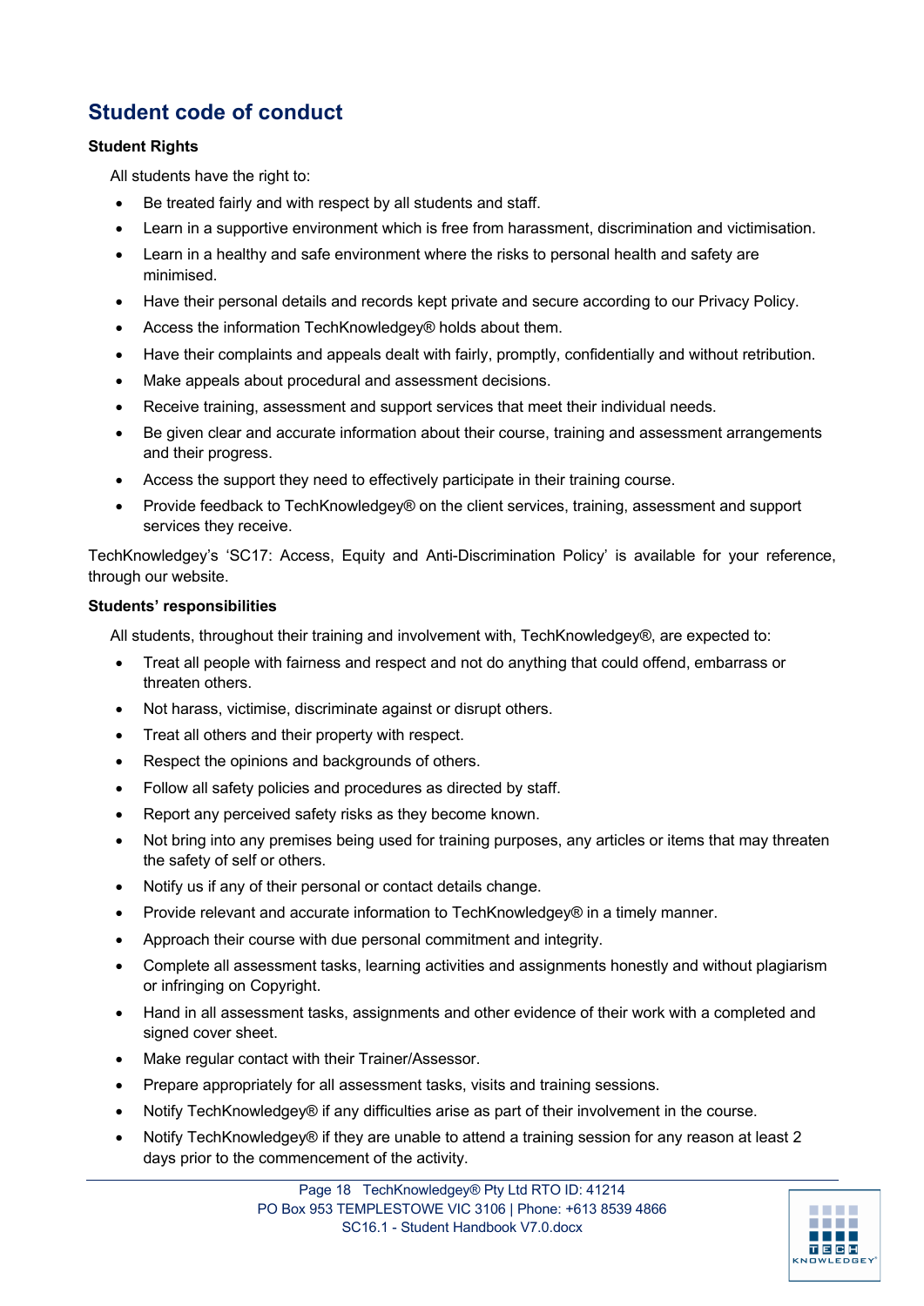## Student code of conduct

**Student Rights**

All students have the right to:

- Be treated fairly and with respect by all students and staff.
- Learn in a supportive environment which is free from harassment, discrimination and victimisation.
- Learn in a healthy and safe environment where the risks to personal health and safety are minimised.
- Have their personal details and records kept private and secure according to our Privacy Policy.
- Access the information TechKnowledgey® holds about them.
- Have their complaints and appeals dealt with fairly, promptly, confidentially and without retribution.
- Make appeals about procedural and assessment decisions.
- Receive training, assessment and support services that meet their individual needs.
- Be given clear and accurate information about their course, training and assessment arrangements and their progress.
- Access the support they need to effectively participate in their training course.
- Provide feedback to TechKnowledgey® on the client services, training, assessment and support services they receive.

TechKnowledgey's 'SC17: Access, Equity and Anti-Discrimination Policy' is available for your reference, through our website.

**Students' responsibilities**

All students, throughout their training and involvement with, TechKnowledgey®, are expected to:

- Treat all people with fairness and respect and not do anything that could offend, embarrass or threaten others.
- Not harass, victimise, discriminate against or disrupt others.
- Treat all others and their property with respect.
- Respect the opinions and backgrounds of others.
- Follow all safety policies and procedures as directed by staff.
- Report any perceived safety risks as they become known.
- Not bring into any premises being used for training purposes, any articles or items that may threaten the safety of self or others.
- Notify us if any of their personal or contact details change.
- Provide relevant and accurate information to TechKnowledgey® in a timely manner.
- Approach their course with due personal commitment and integrity.
- Complete all assessment tasks, learning activities and assignments honestly and without plagiarism or infringing on Copyright.
- Hand in all assessment tasks, assignments and other evidence of their work with a completed and signed cover sheet.
- Make regular contact with their Trainer/Assessor.
- Prepare appropriately for all assessment tasks, visits and training sessions.
- Notify TechKnowledgey® if any difficulties arise as part of their involvement in the course.
- Notify TechKnowledgey® if they are unable to attend a training session for any reason at least 2 days prior to the commencement of the activity.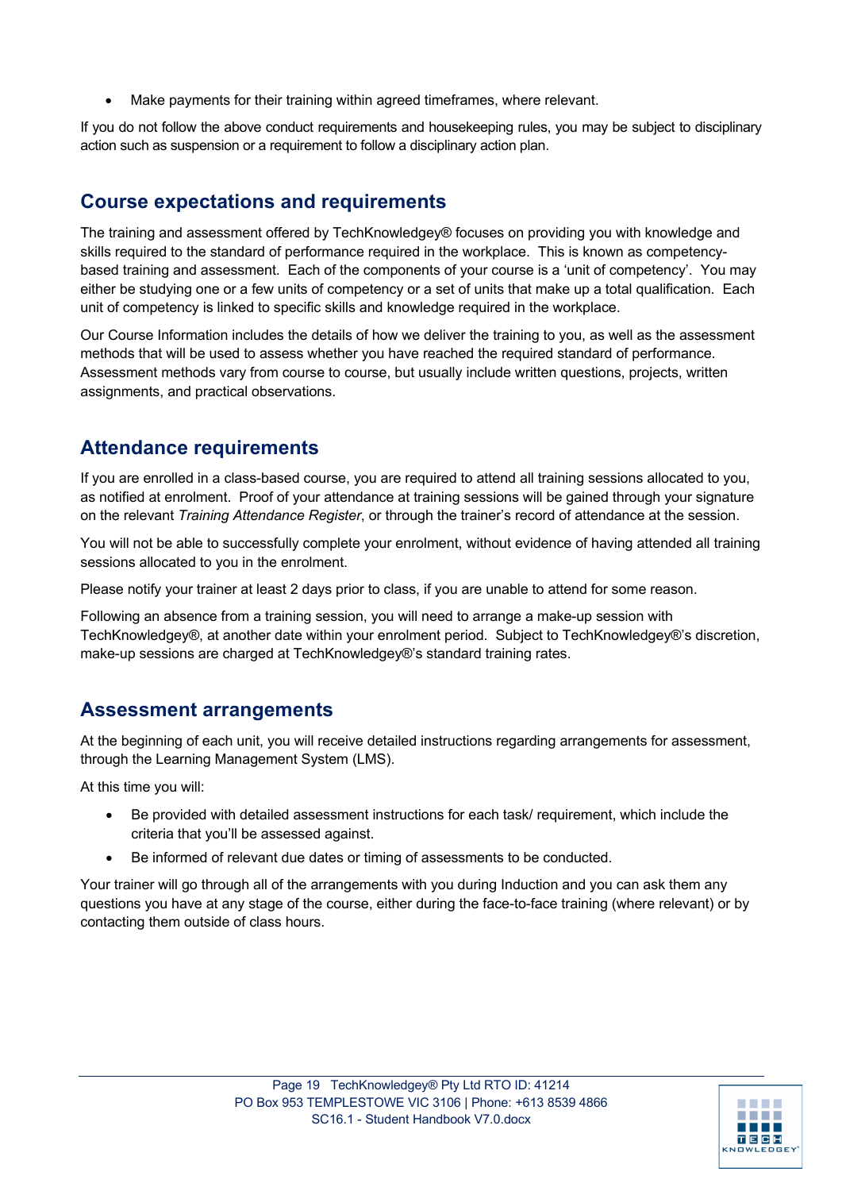- Make payments for their training within agreed timeframes, where relevant.

If you do not follow the above conduct requirements and housekeeping rules, you may be subject to disciplinary action such as suspension or a requirement to follow a disciplinary action plan.

## Course expectations and requirements

The training and assessment offered by TechKnowledgey® focuses on providing you with knowledge and skills required to the standard of performance required in the workplace. This is known as competency-based training and assessment. Each of the components of your course is a 'unit of competency'. You may either be studying one or a few units of competency or a set of units that make up a total qualification. Each unit of competency is linked to specific skills and knowledge required in the workplace.

Our Course Information includes the details of how we deliver the training to you, as well as the assessment methods that will be used to assess whether you have reached the required standard of performance. Assessment methods vary from course to course, but usually include written questions, projects, written assignments, and practical observations.

## Attendance requirements

If you are enrolled in a class-based course, you are required to attend all training sessions allocated to you, as notified at enrolment. Proof of your attendance at training sessions will be gained through your signature on the relevant *Training Attendance Register*, or through the trainer's record of attendance at the session.

You will not be able to successfully complete your enrolment, without evidence of having attended all training sessions allocated to you in the enrolment.

Please notify your trainer at least 2 days prior to class, if you are unable to attend for some reason.

Following an absence from a training session, you will need to arrange a make-up session with TechKnowledgey®, at another date within your enrolment period. Subject to TechKnowledgey®'s discretion, make-up sessions are charged at TechKnowledgey®'s standard training rates.

## Assessment arrangements

At the beginning of each unit, you will receive detailed instructions regarding arrangements for assessment, through the Learning Management System (LMS).

At this time you will:

- Be provided with detailed assessment instructions for each task/ requirement, which include the criteria that you'll be assessed against.
- Be informed of relevant due dates or timing of assessments to be conducted.

Your trainer will go through all of the arrangements with you during Induction and you can ask them any questions you have at any stage of the course, either during the face-to-face training (where relevant) or by contacting them outside of class hours.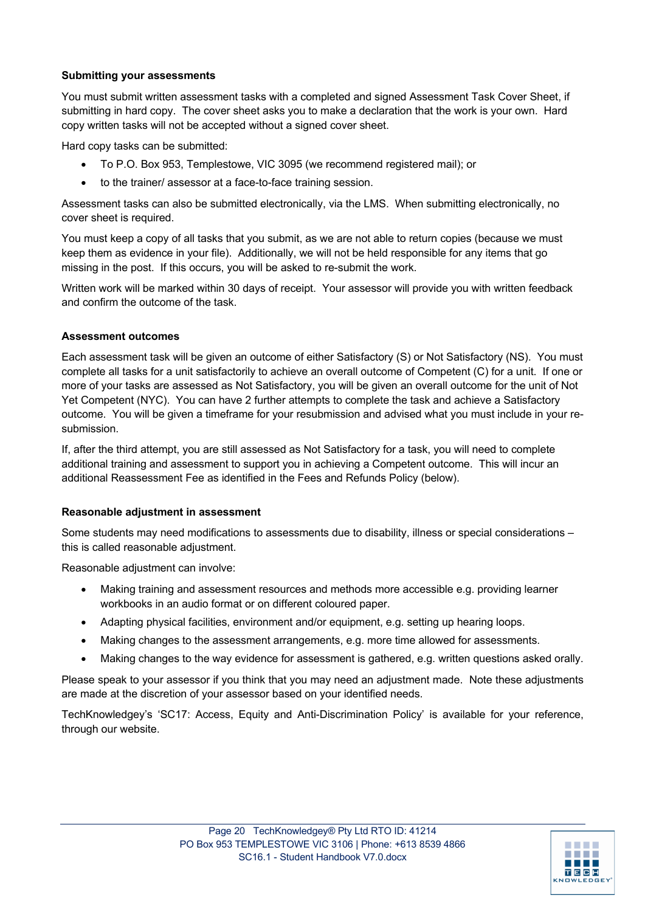### Submitting your assessments

You must submit written assessment tasks with a completed and signed Assessment Task Cover Sheet, if submitting in hard copy. The cover sheet asks you to make a declaration that the work is your own. Hard copy written tasks will not be accepted without a signed cover sheet.

Hard copy tasks can be submitted:

- To P.O. Box 953, Templestowe, VIC 3095 (we recommend registered mail); or
- to the trainer/ assessor at a face-to-face training session.

Assessment tasks can also be submitted electronically, via the LMS. When submitting electronically, no cover sheet is required.

You must keep a copy of all tasks that you submit, as we are not able to return copies (because we must keep them as evidence in your file). Additionally, we will not be held responsible for any items that go missing in the post. If this occurs, you will be asked to re-submit the work.

Written work will be marked within 30 days of receipt. Your assessor will provide you with written feedback and confirm the outcome of the task.

### Assessment outcomes

Each assessment task will be given an outcome of either Satisfactory (S) or Not Satisfactory (NS). You must complete all tasks for a unit satisfactorily to achieve an overall outcome of Competent (C) for a unit. If one or more of your tasks are assessed as Not Satisfactory, you will be given an overall outcome for the unit of Not Yet Competent (NYC). You can have 2 further attempts to complete the task and achieve a Satisfactory outcome. You will be given a timeframe for your resubmission and advised what you must include in your re-submission.

If, after the third attempt, you are still assessed as Not Satisfactory for a task, you will need to complete additional training and assessment to support you in achieving a Competent outcome. This will incur an additional Reassessment Fee as identified in the Fees and Refunds Policy (below).

### Reasonable adjustment in assessment

Some students may need modifications to assessments due to disability, illness or special considerations – this is called reasonable adjustment.

Reasonable adjustment can involve:

- Making training and assessment resources and methods more accessible e.g. providing learner workbooks in an audio format or on different coloured paper.
- Adapting physical facilities, environment and/or equipment, e.g. setting up hearing loops.
- Making changes to the assessment arrangements, e.g. more time allowed for assessments.
- Making changes to the way evidence for assessment is gathered, e.g. written questions asked orally.

Please speak to your assessor if you think that you may need an adjustment made. Note these adjustments are made at the discretion of your assessor based on your identified needs.

TechKnowledgey's 'SC17: Access, Equity and Anti-Discrimination Policy' is available for your reference, through our website.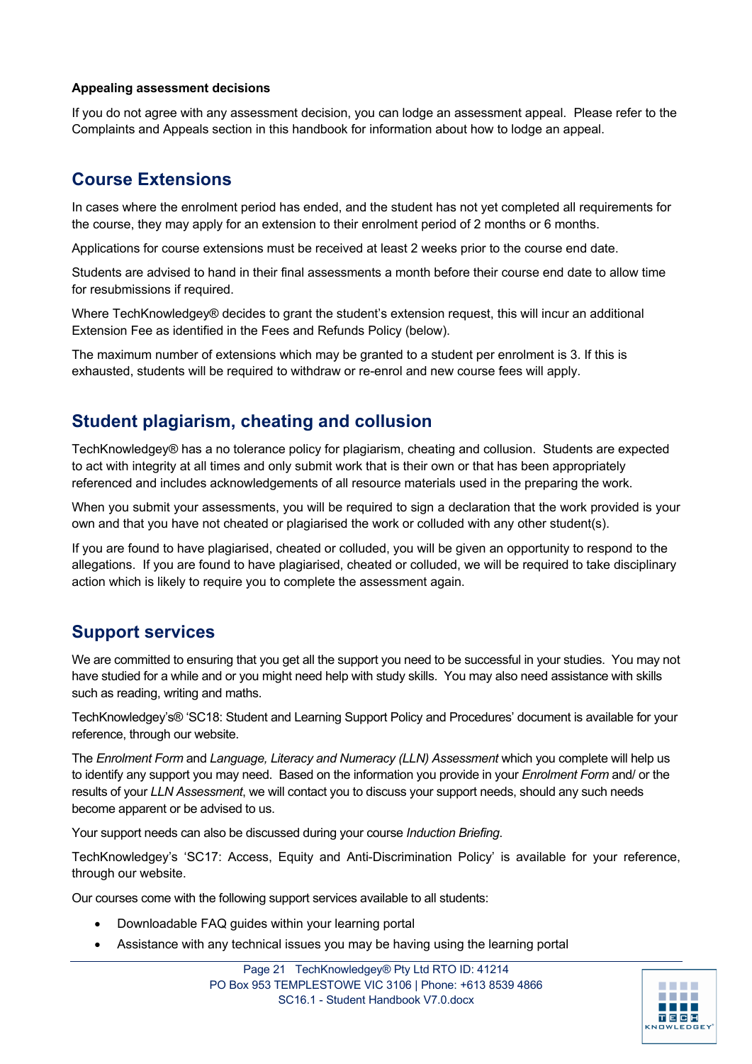**Appealing assessment decisions**

If you do not agree with any assessment decision, you can lodge an assessment appeal. Please refer to the Complaints and Appeals section in this handbook for information about how to lodge an appeal.

## Course Extensions

In cases where the enrolment period has ended, and the student has not yet completed all requirements for the course, they may apply for an extension to their enrolment period of 2 months or 6 months.

Applications for course extensions must be received at least 2 weeks prior to the course end date.

Students are advised to hand in their final assessments a month before their course end date to allow time for resubmissions if required.

Where TechKnowledgey® decides to grant the student's extension request, this will incur an additional Extension Fee as identified in the Fees and Refunds Policy (below).

The maximum number of extensions which may be granted to a student per enrolment is 3. If this is exhausted, students will be required to withdraw or re-enrol and new course fees will apply.

## Student plagiarism, cheating and collusion

TechKnowledgey® has a no tolerance policy for plagiarism, cheating and collusion. Students are expected to act with integrity at all times and only submit work that is their own or that has been appropriately referenced and includes acknowledgements of all resource materials used in the preparing the work.

When you submit your assessments, you will be required to sign a declaration that the work provided is your own and that you have not cheated or plagiarised the work or colluded with any other student(s).

If you are found to have plagiarised, cheated or colluded, you will be given an opportunity to respond to the allegations. If you are found to have plagiarised, cheated or colluded, we will be required to take disciplinary action which is likely to require you to complete the assessment again.

## Support services

We are committed to ensuring that you get all the support you need to be successful in your studies. You may not have studied for a while and or you might need help with study skills. You may also need assistance with skills such as reading, writing and maths.

TechKnowledgey's® 'SC18: Student and Learning Support Policy and Procedures' document is available for your reference, through our website.

The *Enrolment Form* and *Language, Literacy and Numeracy (LLN) Assessment* which you complete will help us to identify any support you may need. Based on the information you provide in your *Enrolment Form* and/ or the results of your *LLN Assessment*, we will contact you to discuss your support needs, should any such needs become apparent or be advised to us.

Your support needs can also be discussed during your course *Induction Briefing*.

TechKnowledgey's 'SC17: Access, Equity and Anti-Discrimination Policy' is available for your reference, through our website.

Our courses come with the following support services available to all students:

- Downloadable FAQ guides within your learning portal
- Assistance with any technical issues you may be having using the learning portal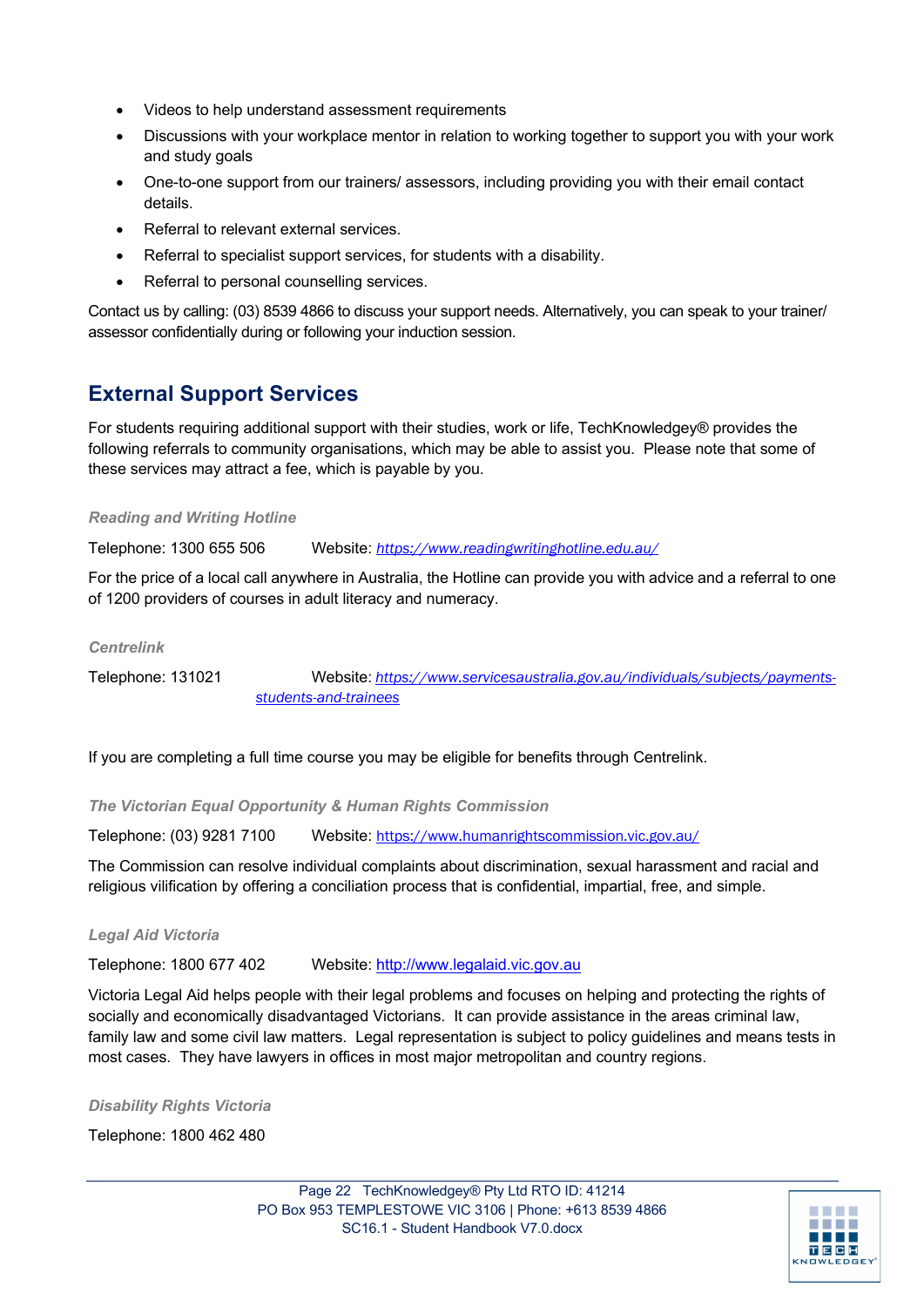- Videos to help understand assessment requirements
- Discussions with your workplace mentor in relation to working together to support you with your work and study goals
- One-to-one support from our trainers/ assessors, including providing you with their email contact details.
- Referral to relevant external services.
- Referral to specialist support services, for students with a disability.
- Referral to personal counselling services.

Contact us by calling: (03) 8539 4866 to discuss your support needs. Alternatively, you can speak to your trainer/ assessor confidentially during or following your induction session.

## External Support Services

For students requiring additional support with their studies, work or life, TechKnowledgey® provides the following referrals to community organisations, which may be able to assist you. Please note that some of these services may attract a fee, which is payable by you.

### *Reading and Writing Hotline*

Telephone: 1300 655 506 Website: *https://www.readingwritinghotline.edu.au/*

For the price of a local call anywhere in Australia, the Hotline can provide you with advice and a referral to one of 1200 providers of courses in adult literacy and numeracy.

### *Centrelink*

Telephone: 131021 Website: *https://www.servicesaustralia.gov.au/individuals/subjects/payments-students-and-trainees*

If you are completing a full time course you may be eligible for benefits through Centrelink.

### *The Victorian Equal Opportunity & Human Rights Commission*

Telephone: (03) 9281 7100 Website: https://www.humanrightscommission.vic.gov.au/

The Commission can resolve individual complaints about discrimination, sexual harassment and racial and religious vilification by offering a conciliation process that is confidential, impartial, free, and simple.

### *Legal Aid Victoria*

Telephone: 1800 677 402 Website: http://www.legalaid.vic.gov.au

Victoria Legal Aid helps people with their legal problems and focuses on helping and protecting the rights of socially and economically disadvantaged Victorians. It can provide assistance in the areas criminal law, family law and some civil law matters. Legal representation is subject to policy guidelines and means tests in most cases. They have lawyers in offices in most major metropolitan and country regions.

### *Disability Rights Victoria*

Telephone: 1800 462 480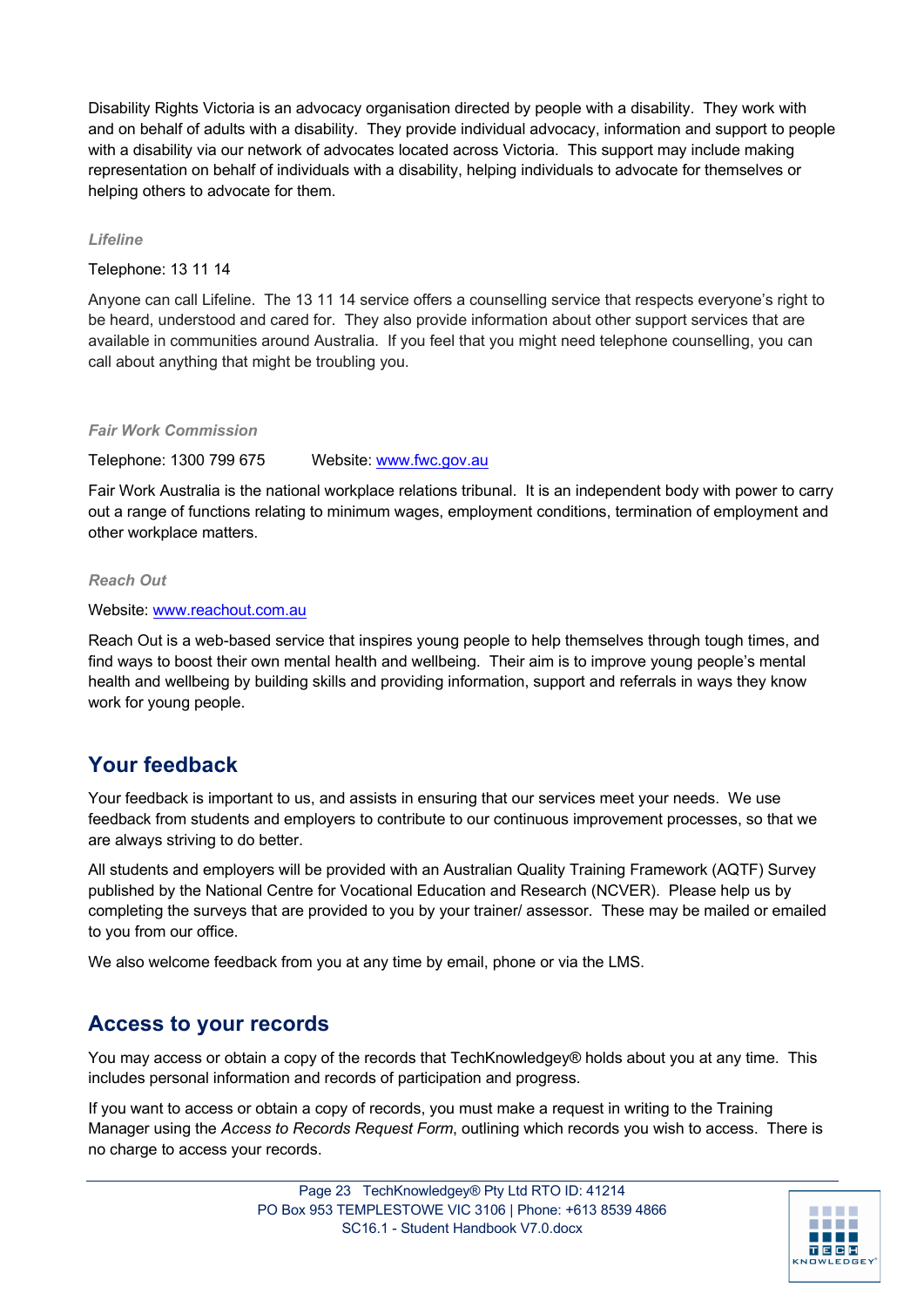Disability Rights Victoria is an advocacy organisation directed by people with a disability. They work with and on behalf of adults with a disability. They provide individual advocacy, information and support to people with a disability via our network of advocates located across Victoria. This support may include making representation on behalf of individuals with a disability, helping individuals to advocate for themselves or helping others to advocate for them.

### *Lifeline*

Telephone: 13 11 14

Anyone can call Lifeline. The 13 11 14 service offers a counselling service that respects everyone's right to be heard, understood and cared for. They also provide information about other support services that are available in communities around Australia. If you feel that you might need telephone counselling, you can call about anything that might be troubling you.

### *Fair Work Commission*

Telephone: 1300 799 675 Website: [www.fwc.gov.au](http://www.fwc.gov.au)

Fair Work Australia is the national workplace relations tribunal. It is an independent body with power to carry out a range of functions relating to minimum wages, employment conditions, termination of employment and other workplace matters.

### *Reach Out*

Website: [www.reachout.com.au](http://www.reachout.com.au)

Reach Out is a web-based service that inspires young people to help themselves through tough times, and find ways to boost their own mental health and wellbeing. Their aim is to improve young people's mental health and wellbeing by building skills and providing information, support and referrals in ways they know work for young people.

## Your feedback

Your feedback is important to us, and assists in ensuring that our services meet your needs. We use feedback from students and employers to contribute to our continuous improvement processes, so that we are always striving to do better.

All students and employers will be provided with an Australian Quality Training Framework (AQTF) Survey published by the National Centre for Vocational Education and Research (NCVER). Please help us by completing the surveys that are provided to you by your trainer/ assessor. These may be mailed or emailed to you from our office.

We also welcome feedback from you at any time by email, phone or via the LMS.

## Access to your records

You may access or obtain a copy of the records that TechKnowledgey® holds about you at any time. This includes personal information and records of participation and progress.

If you want to access or obtain a copy of records, you must make a request in writing to the Training Manager using the *Access to Records Request Form*, outlining which records you wish to access. There is no charge to access your records.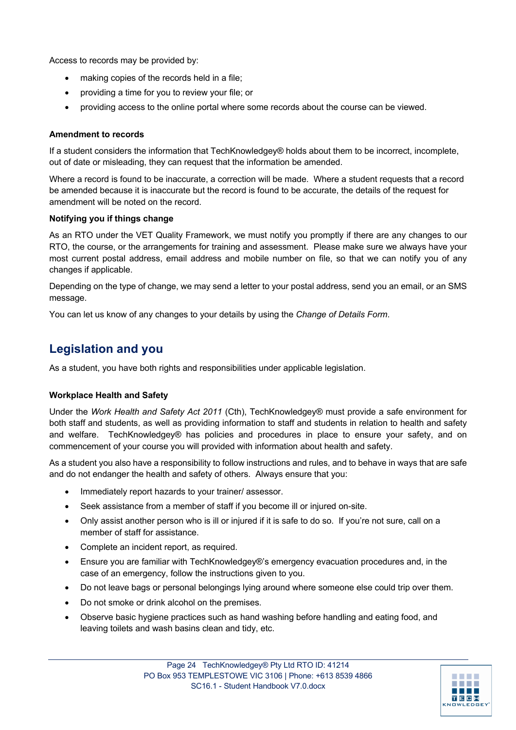Access to records may be provided by:

- making copies of the records held in a file;
- providing a time for you to review your file; or
- providing access to the online portal where some records about the course can be viewed.

**Amendment to records**

If a student considers the information that TechKnowledgey® holds about them to be incorrect, incomplete, out of date or misleading, they can request that the information be amended.

Where a record is found to be inaccurate, a correction will be made. Where a student requests that a record be amended because it is inaccurate but the record is found to be accurate, the details of the request for amendment will be noted on the record.

**Notifying you if things change**

As an RTO under the VET Quality Framework, we must notify you promptly if there are any changes to our RTO, the course, or the arrangements for training and assessment. Please make sure we always have your most current postal address, email address and mobile number on file, so that we can notify you of any changes if applicable.

Depending on the type of change, we may send a letter to your postal address, send you an email, or an SMS message.

You can let us know of any changes to your details by using the *Change of Details Form*.

## Legislation and you

As a student, you have both rights and responsibilities under applicable legislation.

**Workplace Health and Safety**

Under the *Work Health and Safety Act 2011* (Cth), TechKnowledgey® must provide a safe environment for both staff and students, as well as providing information to staff and students in relation to health and safety and welfare. TechKnowledgey® has policies and procedures in place to ensure your safety, and on commencement of your course you will provided with information about health and safety.

As a student you also have a responsibility to follow instructions and rules, and to behave in ways that are safe and do not endanger the health and safety of others. Always ensure that you:

- Immediately report hazards to your trainer/ assessor.
- Seek assistance from a member of staff if you become ill or injured on-site.
- Only assist another person who is ill or injured if it is safe to do so. If you're not sure, call on a member of staff for assistance.
- Complete an incident report, as required.
- Ensure you are familiar with TechKnowledgey®'s emergency evacuation procedures and, in the case of an emergency, follow the instructions given to you.
- Do not leave bags or personal belongings lying around where someone else could trip over them.
- Do not smoke or drink alcohol on the premises.
- Observe basic hygiene practices such as hand washing before handling and eating food, and leaving toilets and wash basins clean and tidy, etc.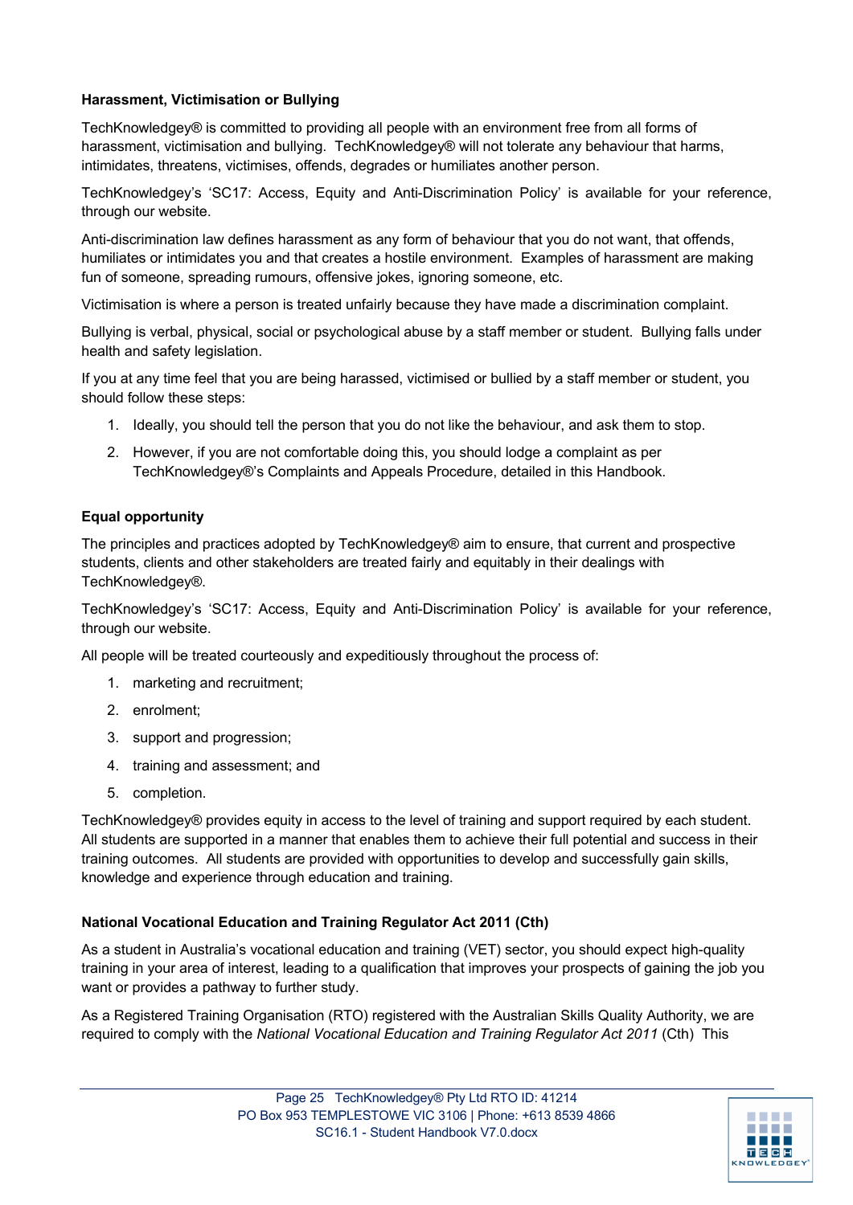**Harassment, Victimisation or Bullying**

TechKnowledgey® is committed to providing all people with an environment free from all forms of harassment, victimisation and bullying. TechKnowledgey® will not tolerate any behaviour that harms, intimidates, threatens, victimises, offends, degrades or humiliates another person.

TechKnowledgey's 'SC17: Access, Equity and Anti-Discrimination Policy' is available for your reference, through our website.

Anti-discrimination law defines harassment as any form of behaviour that you do not want, that offends, humiliates or intimidates you and that creates a hostile environment. Examples of harassment are making fun of someone, spreading rumours, offensive jokes, ignoring someone, etc.

Victimisation is where a person is treated unfairly because they have made a discrimination complaint.

Bullying is verbal, physical, social or psychological abuse by a staff member or student. Bullying falls under health and safety legislation.

If you at any time feel that you are being harassed, victimised or bullied by a staff member or student, you should follow these steps:

1. Ideally, you should tell the person that you do not like the behaviour, and ask them to stop.
2. However, if you are not comfortable doing this, you should lodge a complaint as per TechKnowledgey®'s Complaints and Appeals Procedure, detailed in this Handbook.

**Equal opportunity**

The principles and practices adopted by TechKnowledgey® aim to ensure, that current and prospective students, clients and other stakeholders are treated fairly and equitably in their dealings with TechKnowledgey®.

TechKnowledgey's 'SC17: Access, Equity and Anti-Discrimination Policy' is available for your reference, through our website.

All people will be treated courteously and expeditiously throughout the process of:

1. marketing and recruitment;
2. enrolment;
3. support and progression;
4. training and assessment; and
5. completion.

TechKnowledgey® provides equity in access to the level of training and support required by each student. All students are supported in a manner that enables them to achieve their full potential and success in their training outcomes. All students are provided with opportunities to develop and successfully gain skills, knowledge and experience through education and training.

**National Vocational Education and Training Regulator Act 2011 (Cth)**

As a student in Australia's vocational education and training (VET) sector, you should expect high-quality training in your area of interest, leading to a qualification that improves your prospects of gaining the job you want or provides a pathway to further study.

As a Registered Training Organisation (RTO) registered with the Australian Skills Quality Authority, we are required to comply with the *National Vocational Education and Training Regulator Act 2011* (Cth) This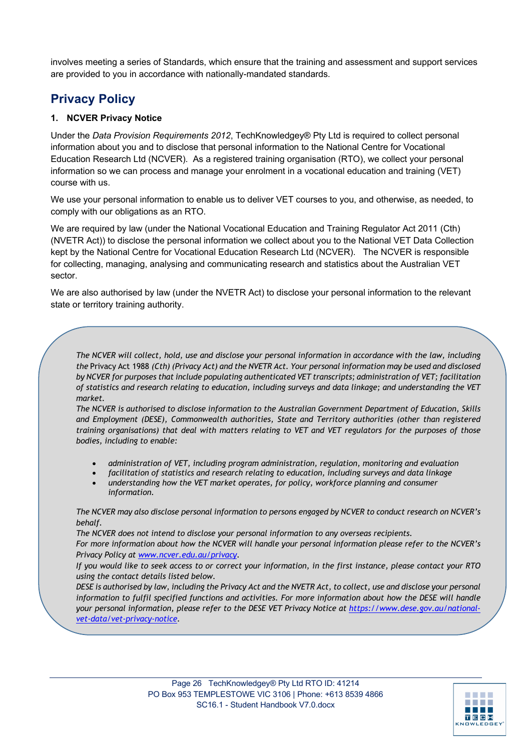involves meeting a series of Standards, which ensure that the training and assessment and support services are provided to you in accordance with nationally-mandated standards.

## Privacy Policy

### 1. NCVER Privacy Notice

Under the *Data Provision Requirements 2012*, TechKnowledgey® Pty Ltd is required to collect personal information about you and to disclose that personal information to the National Centre for Vocational Education Research Ltd (NCVER). As a registered training organisation (RTO), we collect your personal information so we can process and manage your enrolment in a vocational education and training (VET) course with us.

We use your personal information to enable us to deliver VET courses to you, and otherwise, as needed, to comply with our obligations as an RTO.

We are required by law (under the National Vocational Education and Training Regulator Act 2011 (Cth) (NVETR Act)) to disclose the personal information we collect about you to the National VET Data Collection kept by the National Centre for Vocational Education Research Ltd (NCVER). The NCVER is responsible for collecting, managing, analysing and communicating research and statistics about the Australian VET sector.

We are also authorised by law (under the NVETR Act) to disclose your personal information to the relevant state or territory training authority.

*The NCVER will collect, hold, use and disclose your personal information in accordance with the law, including the* Privacy Act 1988 *(Cth) (Privacy Act) and the NVETR Act. Your personal information may be used and disclosed by NCVER for purposes that include populating authenticated VET transcripts; administration of VET; facilitation of statistics and research relating to education, including surveys and data linkage; and understanding the VET market.*
*The NCVER is authorised to disclose information to the Australian Government Department of Education, Skills and Employment (DESE), Commonwealth authorities, State and Territory authorities (other than registered training organisations) that deal with matters relating to VET and VET regulators for the purposes of those bodies, including to enable:*

- *administration of VET, including program administration, regulation, monitoring and evaluation*
- *facilitation of statistics and research relating to education, including surveys and data linkage*
- *understanding how the VET market operates, for policy, workforce planning and consumer information.*

*The NCVER may also disclose personal information to persons engaged by NCVER to conduct research on NCVER's behalf.*
*The NCVER does not intend to disclose your personal information to any overseas recipients.*
*For more information about how the NCVER will handle your personal information please refer to the NCVER's Privacy Policy at [www.ncver.edu.au/privacy](www.ncver.edu.au/privacy).*
*If you would like to seek access to or correct your information, in the first instance, please contact your RTO using the contact details listed below.*
*DESE is authorised by law, including the Privacy Act and the NVETR Act, to collect, use and disclose your personal information to fulfil specified functions and activities. For more information about how the DESE will handle your personal information, please refer to the DESE VET Privacy Notice at [https://www.dese.gov.au/national-vet-data/vet-privacy-notice](https://www.dese.gov.au/national-vet-data/vet-privacy-notice).*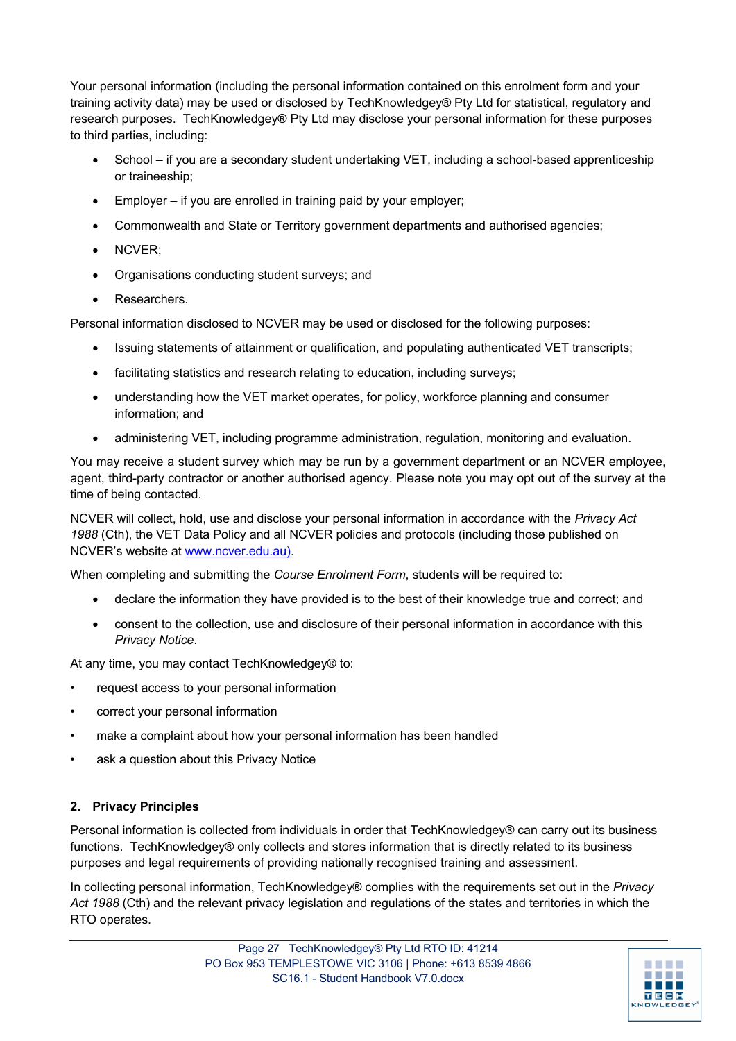Your personal information (including the personal information contained on this enrolment form and your training activity data) may be used or disclosed by TechKnowledgey® Pty Ltd for statistical, regulatory and research purposes. TechKnowledgey® Pty Ltd may disclose your personal information for these purposes to third parties, including:

- School – if you are a secondary student undertaking VET, including a school-based apprenticeship or traineeship;
- Employer – if you are enrolled in training paid by your employer;
- Commonwealth and State or Territory government departments and authorised agencies;
- NCVER;
- Organisations conducting student surveys; and
- Researchers.

Personal information disclosed to NCVER may be used or disclosed for the following purposes:

- Issuing statements of attainment or qualification, and populating authenticated VET transcripts;
- facilitating statistics and research relating to education, including surveys;
- understanding how the VET market operates, for policy, workforce planning and consumer information; and
- administering VET, including programme administration, regulation, monitoring and evaluation.

You may receive a student survey which may be run by a government department or an NCVER employee, agent, third-party contractor or another authorised agency. Please note you may opt out of the survey at the time of being contacted.

NCVER will collect, hold, use and disclose your personal information in accordance with the *Privacy Act 1988* (Cth), the VET Data Policy and all NCVER policies and protocols (including those published on NCVER's website at www.ncver.edu.au).

When completing and submitting the *Course Enrolment Form*, students will be required to:

- declare the information they have provided is to the best of their knowledge true and correct; and
- consent to the collection, use and disclosure of their personal information in accordance with this *Privacy Notice*.

At any time, you may contact TechKnowledgey® to:

- request access to your personal information
- correct your personal information
- make a complaint about how your personal information has been handled
- ask a question about this Privacy Notice

## 2. Privacy Principles

Personal information is collected from individuals in order that TechKnowledgey® can carry out its business functions. TechKnowledgey® only collects and stores information that is directly related to its business purposes and legal requirements of providing nationally recognised training and assessment.

In collecting personal information, TechKnowledgey® complies with the requirements set out in the *Privacy Act 1988* (Cth) and the relevant privacy legislation and regulations of the states and territories in which the RTO operates.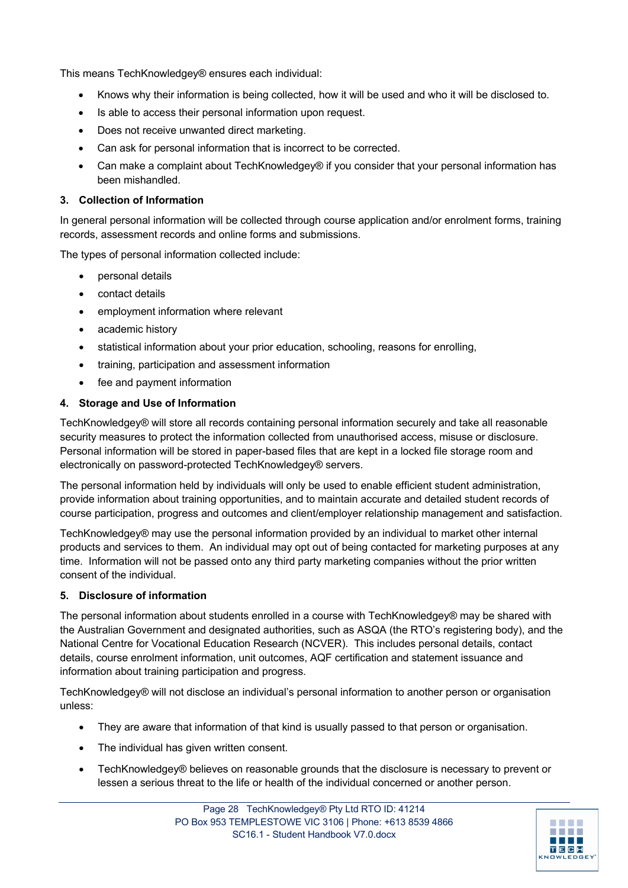This means TechKnowledgey® ensures each individual:

- Knows why their information is being collected, how it will be used and who it will be disclosed to.
- Is able to access their personal information upon request.
- Does not receive unwanted direct marketing.
- Can ask for personal information that is incorrect to be corrected.
- Can make a complaint about TechKnowledgey® if you consider that your personal information has been mishandled.

### 3. Collection of Information

In general personal information will be collected through course application and/or enrolment forms, training records, assessment records and online forms and submissions.

The types of personal information collected include:

- personal details
- contact details
- employment information where relevant
- academic history
- statistical information about your prior education, schooling, reasons for enrolling,
- training, participation and assessment information
- fee and payment information

### 4. Storage and Use of Information

TechKnowledgey® will store all records containing personal information securely and take all reasonable security measures to protect the information collected from unauthorised access, misuse or disclosure. Personal information will be stored in paper-based files that are kept in a locked file storage room and electronically on password-protected TechKnowledgey® servers.

The personal information held by individuals will only be used to enable efficient student administration, provide information about training opportunities, and to maintain accurate and detailed student records of course participation, progress and outcomes and client/employer relationship management and satisfaction.

TechKnowledgey® may use the personal information provided by an individual to market other internal products and services to them. An individual may opt out of being contacted for marketing purposes at any time. Information will not be passed onto any third party marketing companies without the prior written consent of the individual.

### 5. Disclosure of information

The personal information about students enrolled in a course with TechKnowledgey® may be shared with the Australian Government and designated authorities, such as ASQA (the RTO's registering body), and the National Centre for Vocational Education Research (NCVER). This includes personal details, contact details, course enrolment information, unit outcomes, AQF certification and statement issuance and information about training participation and progress.

TechKnowledgey® will not disclose an individual's personal information to another person or organisation unless:

- They are aware that information of that kind is usually passed to that person or organisation.
- The individual has given written consent.
- TechKnowledgey® believes on reasonable grounds that the disclosure is necessary to prevent or lessen a serious threat to the life or health of the individual concerned or another person.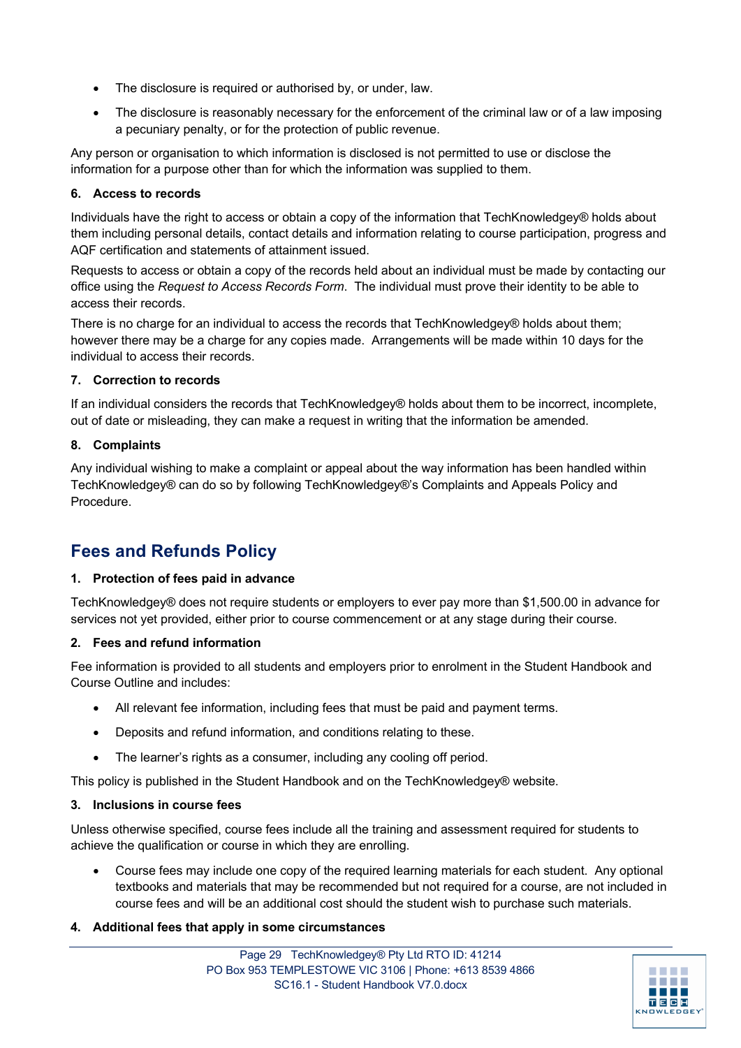- The disclosure is required or authorised by, or under, law.
- The disclosure is reasonably necessary for the enforcement of the criminal law or of a law imposing a pecuniary penalty, or for the protection of public revenue.

Any person or organisation to which information is disclosed is not permitted to use or disclose the information for a purpose other than for which the information was supplied to them.

**6. Access to records**

Individuals have the right to access or obtain a copy of the information that TechKnowledgey® holds about them including personal details, contact details and information relating to course participation, progress and AQF certification and statements of attainment issued.

Requests to access or obtain a copy of the records held about an individual must be made by contacting our office using the *Request to Access Records Form*. The individual must prove their identity to be able to access their records.

There is no charge for an individual to access the records that TechKnowledgey® holds about them; however there may be a charge for any copies made. Arrangements will be made within 10 days for the individual to access their records.

**7. Correction to records**

If an individual considers the records that TechKnowledgey® holds about them to be incorrect, incomplete, out of date or misleading, they can make a request in writing that the information be amended.

**8. Complaints**

Any individual wishing to make a complaint or appeal about the way information has been handled within TechKnowledgey® can do so by following TechKnowledgey®'s Complaints and Appeals Policy and Procedure.

## Fees and Refunds Policy

**1. Protection of fees paid in advance**

TechKnowledgey® does not require students or employers to ever pay more than $1,500.00 in advance for services not yet provided, either prior to course commencement or at any stage during their course.

**2. Fees and refund information**

Fee information is provided to all students and employers prior to enrolment in the Student Handbook and Course Outline and includes:

- All relevant fee information, including fees that must be paid and payment terms.
- Deposits and refund information, and conditions relating to these.
- The learner's rights as a consumer, including any cooling off period.

This policy is published in the Student Handbook and on the TechKnowledgey® website.

**3. Inclusions in course fees**

Unless otherwise specified, course fees include all the training and assessment required for students to achieve the qualification or course in which they are enrolling.

- Course fees may include one copy of the required learning materials for each student. Any optional textbooks and materials that may be recommended but not required for a course, are not included in course fees and will be an additional cost should the student wish to purchase such materials.

**4. Additional fees that apply in some circumstances**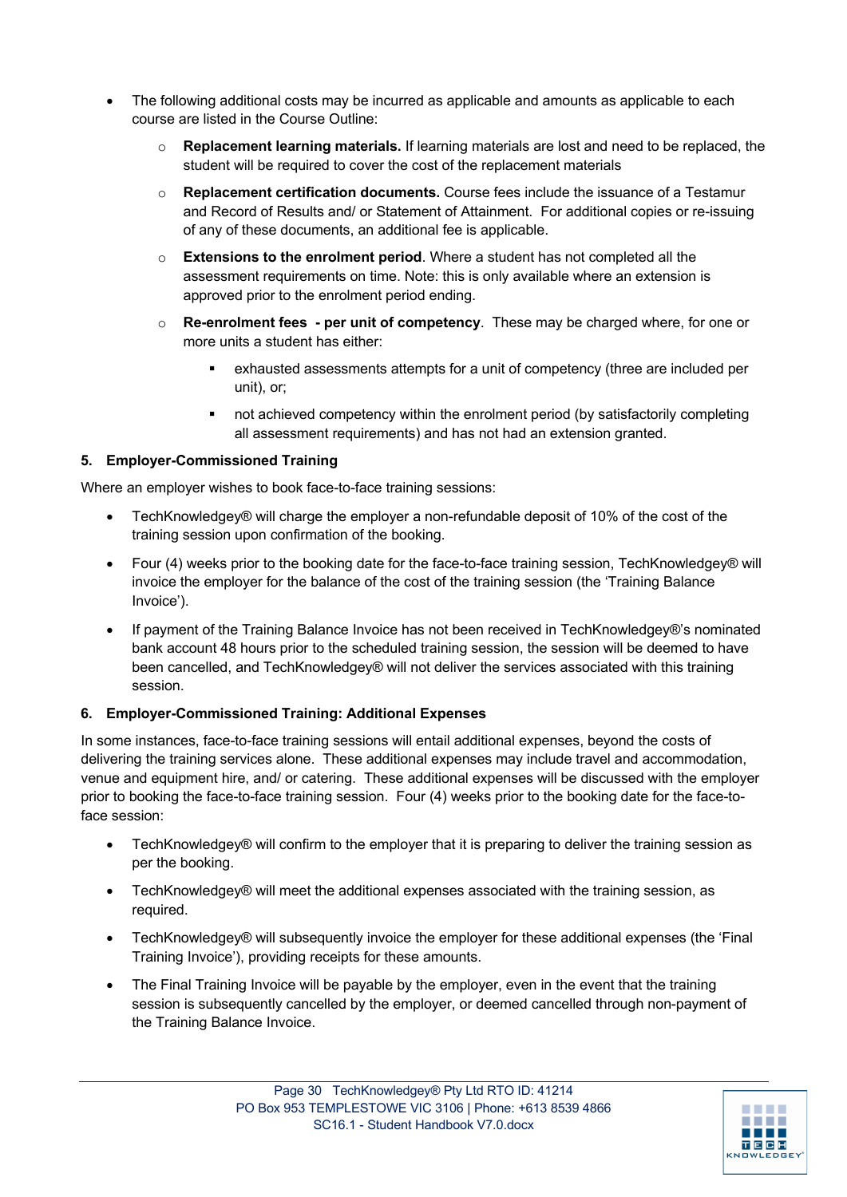- The following additional costs may be incurred as applicable and amounts as applicable to each course are listed in the Course Outline:
  - **Replacement learning materials.** If learning materials are lost and need to be replaced, the student will be required to cover the cost of the replacement materials
  - **Replacement certification documents.** Course fees include the issuance of a Testamur and Record of Results and/ or Statement of Attainment. For additional copies or re-issuing of any of these documents, an additional fee is applicable.
  - **Extensions to the enrolment period**. Where a student has not completed all the assessment requirements on time. Note: this is only available where an extension is approved prior to the enrolment period ending.
  - **Re-enrolment fees - per unit of competency**. These may be charged where, for one or more units a student has either:
    - exhausted assessments attempts for a unit of competency (three are included per unit), or;
    - not achieved competency within the enrolment period (by satisfactorily completing all assessment requirements) and has not had an extension granted.

### 5. Employer-Commissioned Training

Where an employer wishes to book face-to-face training sessions:

- TechKnowledgey® will charge the employer a non-refundable deposit of 10% of the cost of the training session upon confirmation of the booking.
- Four (4) weeks prior to the booking date for the face-to-face training session, TechKnowledgey® will invoice the employer for the balance of the cost of the training session (the 'Training Balance Invoice').
- If payment of the Training Balance Invoice has not been received in TechKnowledgey®'s nominated bank account 48 hours prior to the scheduled training session, the session will be deemed to have been cancelled, and TechKnowledgey® will not deliver the services associated with this training session.

### 6. Employer-Commissioned Training: Additional Expenses

In some instances, face-to-face training sessions will entail additional expenses, beyond the costs of delivering the training services alone. These additional expenses may include travel and accommodation, venue and equipment hire, and/ or catering. These additional expenses will be discussed with the employer prior to booking the face-to-face training session. Four (4) weeks prior to the booking date for the face-to-face session:

- TechKnowledgey® will confirm to the employer that it is preparing to deliver the training session as per the booking.
- TechKnowledgey® will meet the additional expenses associated with the training session, as required.
- TechKnowledgey® will subsequently invoice the employer for these additional expenses (the 'Final Training Invoice'), providing receipts for these amounts.
- The Final Training Invoice will be payable by the employer, even in the event that the training session is subsequently cancelled by the employer, or deemed cancelled through non-payment of the Training Balance Invoice.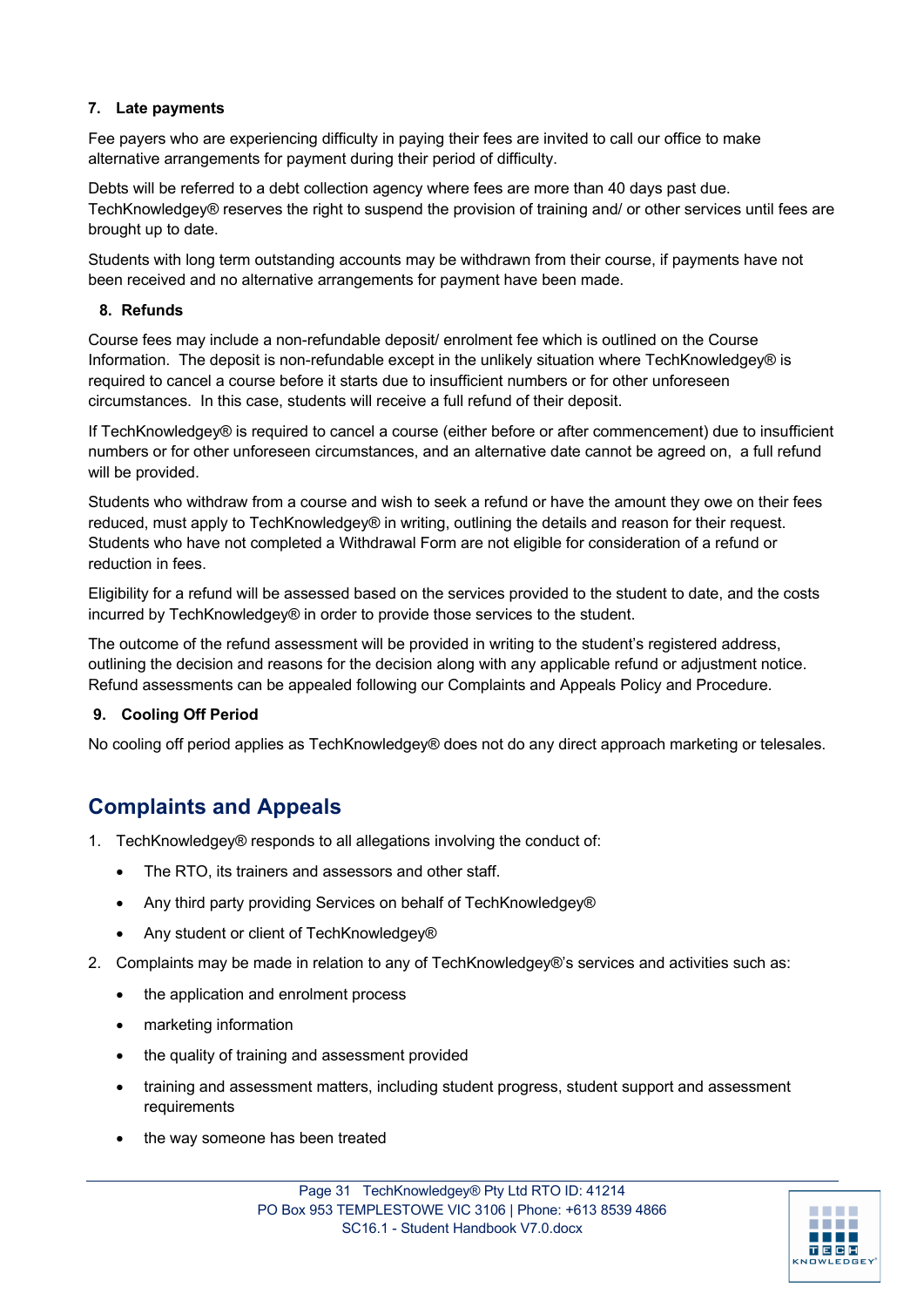**7. Late payments**

Fee payers who are experiencing difficulty in paying their fees are invited to call our office to make alternative arrangements for payment during their period of difficulty.

Debts will be referred to a debt collection agency where fees are more than 40 days past due. TechKnowledgey® reserves the right to suspend the provision of training and/ or other services until fees are brought up to date.

Students with long term outstanding accounts may be withdrawn from their course, if payments have not been received and no alternative arrangements for payment have been made.

**8. Refunds**

Course fees may include a non-refundable deposit/ enrolment fee which is outlined on the Course Information. The deposit is non-refundable except in the unlikely situation where TechKnowledgey® is required to cancel a course before it starts due to insufficient numbers or for other unforeseen circumstances. In this case, students will receive a full refund of their deposit.

If TechKnowledgey® is required to cancel a course (either before or after commencement) due to insufficient numbers or for other unforeseen circumstances, and an alternative date cannot be agreed on, a full refund will be provided.

Students who withdraw from a course and wish to seek a refund or have the amount they owe on their fees reduced, must apply to TechKnowledgey® in writing, outlining the details and reason for their request. Students who have not completed a Withdrawal Form are not eligible for consideration of a refund or reduction in fees.

Eligibility for a refund will be assessed based on the services provided to the student to date, and the costs incurred by TechKnowledgey® in order to provide those services to the student.

The outcome of the refund assessment will be provided in writing to the student's registered address, outlining the decision and reasons for the decision along with any applicable refund or adjustment notice. Refund assessments can be appealed following our Complaints and Appeals Policy and Procedure.

**9. Cooling Off Period**

No cooling off period applies as TechKnowledgey® does not do any direct approach marketing or telesales.

## Complaints and Appeals

1. TechKnowledgey® responds to all allegations involving the conduct of:
   - The RTO, its trainers and assessors and other staff.
   - Any third party providing Services on behalf of TechKnowledgey®
   - Any student or client of TechKnowledgey®
2. Complaints may be made in relation to any of TechKnowledgey®'s services and activities such as:
   - the application and enrolment process
   - marketing information
   - the quality of training and assessment provided
   - training and assessment matters, including student progress, student support and assessment requirements
   - the way someone has been treated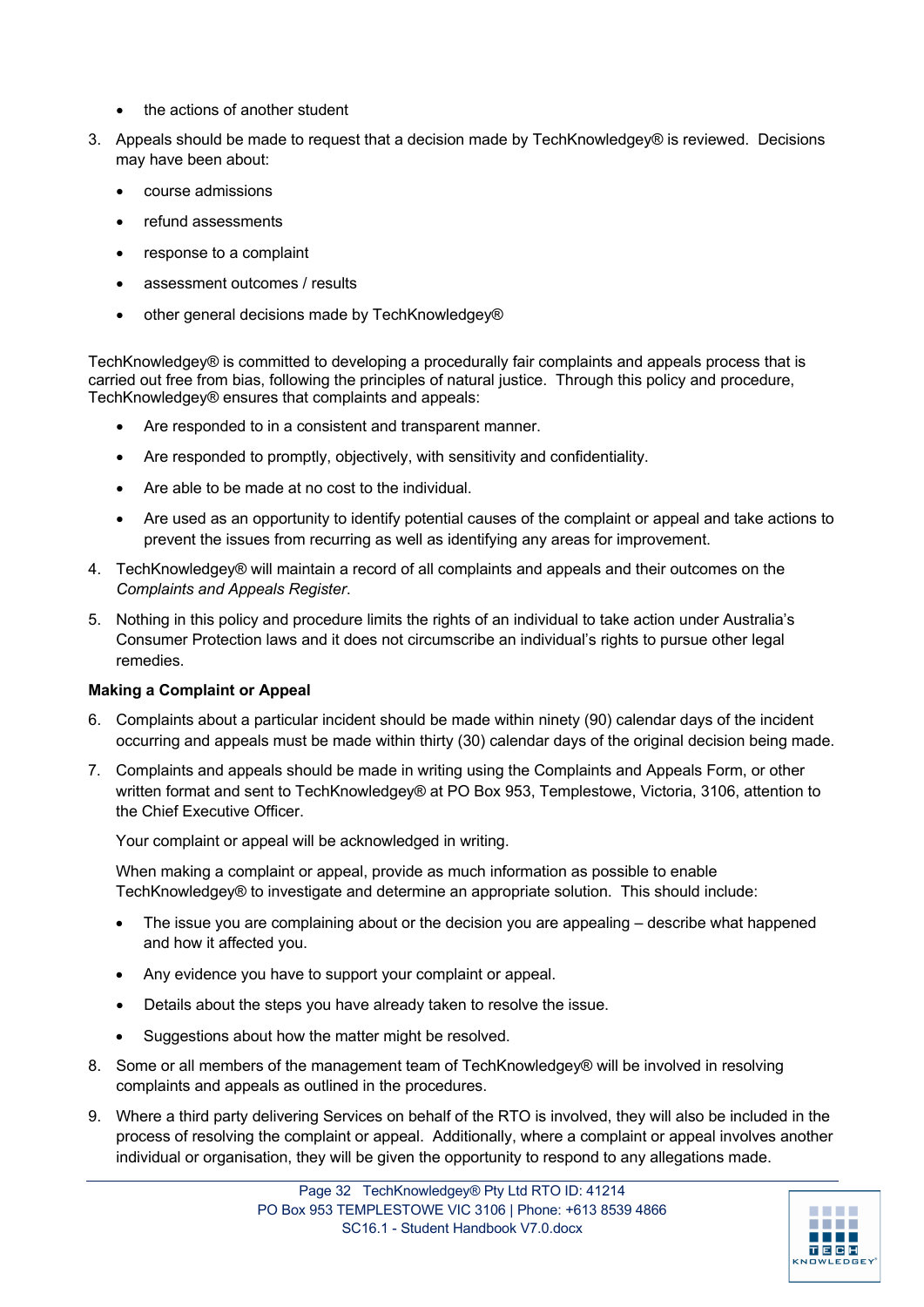- the actions of another student

3. Appeals should be made to request that a decision made by TechKnowledgey® is reviewed. Decisions may have been about:

    - course admissions
    - refund assessments
    - response to a complaint
    - assessment outcomes / results
    - other general decisions made by TechKnowledgey®

TechKnowledgey® is committed to developing a procedurally fair complaints and appeals process that is carried out free from bias, following the principles of natural justice. Through this policy and procedure, TechKnowledgey® ensures that complaints and appeals:

- Are responded to in a consistent and transparent manner.
- Are responded to promptly, objectively, with sensitivity and confidentiality.
- Are able to be made at no cost to the individual.
- Are used as an opportunity to identify potential causes of the complaint or appeal and take actions to prevent the issues from recurring as well as identifying any areas for improvement.

4. TechKnowledgey® will maintain a record of all complaints and appeals and their outcomes on the *Complaints and Appeals Register*.

5. Nothing in this policy and procedure limits the rights of an individual to take action under Australia's Consumer Protection laws and it does not circumscribe an individual's rights to pursue other legal remedies.

**Making a Complaint or Appeal**

6. Complaints about a particular incident should be made within ninety (90) calendar days of the incident occurring and appeals must be made within thirty (30) calendar days of the original decision being made.

7. Complaints and appeals should be made in writing using the Complaints and Appeals Form, or other written format and sent to TechKnowledgey® at PO Box 953, Templestowe, Victoria, 3106, attention to the Chief Executive Officer.

    Your complaint or appeal will be acknowledged in writing.

    When making a complaint or appeal, provide as much information as possible to enable TechKnowledgey® to investigate and determine an appropriate solution. This should include:

    - The issue you are complaining about or the decision you are appealing – describe what happened and how it affected you.
    - Any evidence you have to support your complaint or appeal.
    - Details about the steps you have already taken to resolve the issue.
    - Suggestions about how the matter might be resolved.

8. Some or all members of the management team of TechKnowledgey® will be involved in resolving complaints and appeals as outlined in the procedures.

9. Where a third party delivering Services on behalf of the RTO is involved, they will also be included in the process of resolving the complaint or appeal. Additionally, where a complaint or appeal involves another individual or organisation, they will be given the opportunity to respond to any allegations made.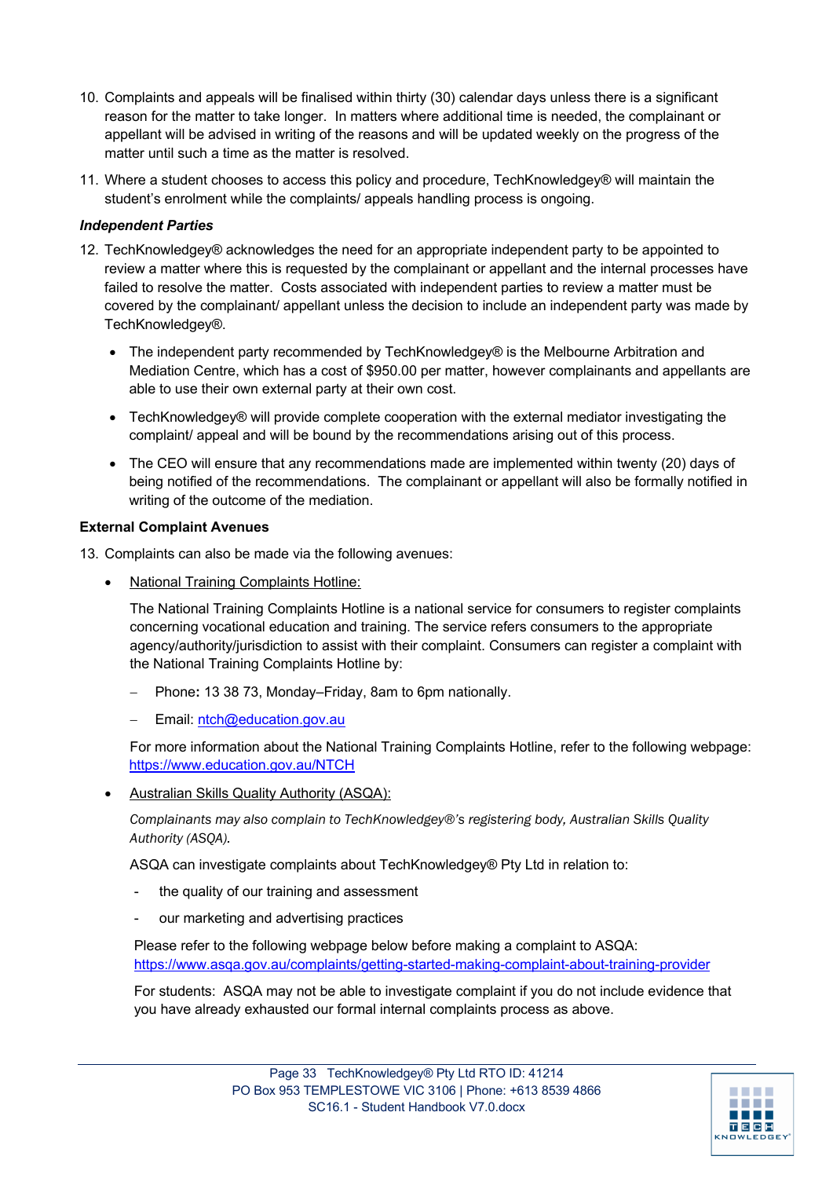10. Complaints and appeals will be finalised within thirty (30) calendar days unless there is a significant reason for the matter to take longer. In matters where additional time is needed, the complainant or appellant will be advised in writing of the reasons and will be updated weekly on the progress of the matter until such a time as the matter is resolved.

11. Where a student chooses to access this policy and procedure, TechKnowledgey® will maintain the student's enrolment while the complaints/ appeals handling process is ongoing.

***Independent Parties***

12. TechKnowledgey® acknowledges the need for an appropriate independent party to be appointed to review a matter where this is requested by the complainant or appellant and the internal processes have failed to resolve the matter. Costs associated with independent parties to review a matter must be covered by the complainant/ appellant unless the decision to include an independent party was made by TechKnowledgey®.

    - The independent party recommended by TechKnowledgey® is the Melbourne Arbitration and Mediation Centre, which has a cost of $950.00 per matter, however complainants and appellants are able to use their own external party at their own cost.

    - TechKnowledgey® will provide complete cooperation with the external mediator investigating the complaint/ appeal and will be bound by the recommendations arising out of this process.

    - The CEO will ensure that any recommendations made are implemented within twenty (20) days of being notified of the recommendations. The complainant or appellant will also be formally notified in writing of the outcome of the mediation.

**External Complaint Avenues**

13. Complaints can also be made via the following avenues:

    - National Training Complaints Hotline:

      The National Training Complaints Hotline is a national service for consumers to register complaints concerning vocational education and training. The service refers consumers to the appropriate agency/authority/jurisdiction to assist with their complaint. Consumers can register a complaint with the National Training Complaints Hotline by:

      – Phone**:** 13 38 73, Monday–Friday, 8am to 6pm nationally.

      – Email: ntch@education.gov.au

      For more information about the National Training Complaints Hotline, refer to the following webpage: https://www.education.gov.au/NTCH

    - Australian Skills Quality Authority (ASQA):

      *Complainants may also complain to TechKnowledgey®'s registering body, Australian Skills Quality Authority (ASQA).*

      ASQA can investigate complaints about TechKnowledgey® Pty Ltd in relation to:

      - the quality of our training and assessment
      - our marketing and advertising practices

      Please refer to the following webpage below before making a complaint to ASQA: https://www.asqa.gov.au/complaints/getting-started-making-complaint-about-training-provider

      For students: ASQA may not be able to investigate complaint if you do not include evidence that you have already exhausted our formal internal complaints process as above.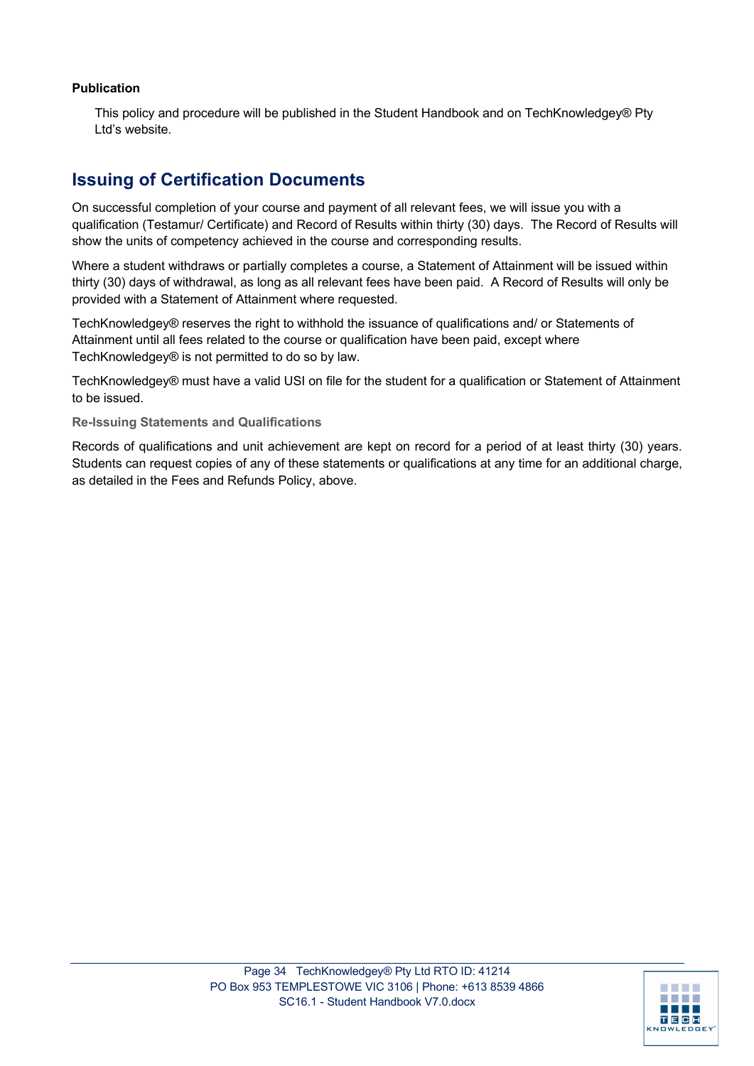**Publication**

This policy and procedure will be published in the Student Handbook and on TechKnowledgey® Pty Ltd's website.

## Issuing of Certification Documents

On successful completion of your course and payment of all relevant fees, we will issue you with a qualification (Testamur/ Certificate) and Record of Results within thirty (30) days. The Record of Results will show the units of competency achieved in the course and corresponding results.

Where a student withdraws or partially completes a course, a Statement of Attainment will be issued within thirty (30) days of withdrawal, as long as all relevant fees have been paid. A Record of Results will only be provided with a Statement of Attainment where requested.

TechKnowledgey® reserves the right to withhold the issuance of qualifications and/ or Statements of Attainment until all fees related to the course or qualification have been paid, except where TechKnowledgey® is not permitted to do so by law.

TechKnowledgey® must have a valid USI on file for the student for a qualification or Statement of Attainment to be issued.

### Re-Issuing Statements and Qualifications

Records of qualifications and unit achievement are kept on record for a period of at least thirty (30) years. Students can request copies of any of these statements or qualifications at any time for an additional charge, as detailed in the Fees and Refunds Policy, above.